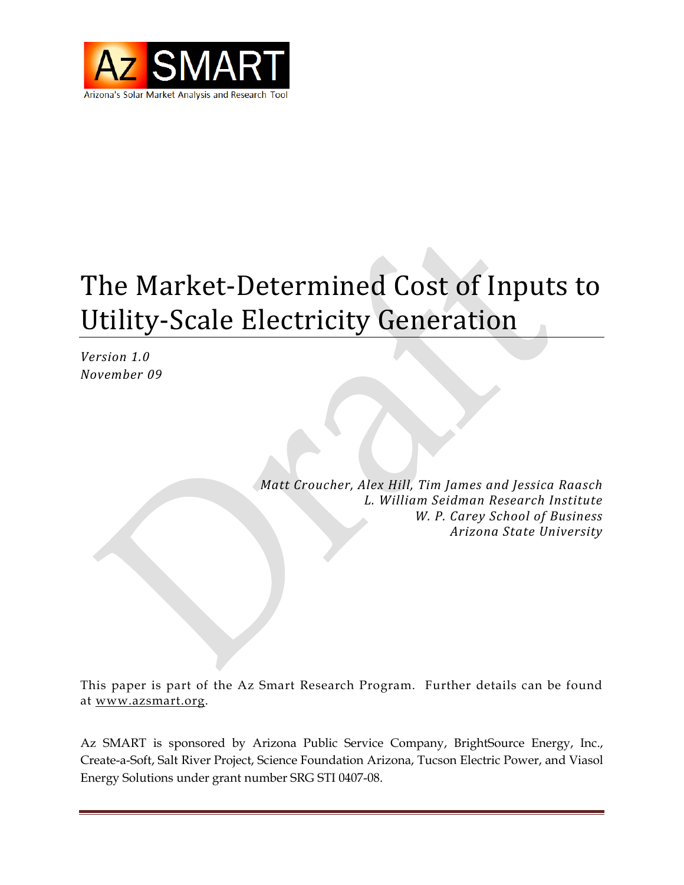Az SMART

Arizona's Solar Market Analysis and Research Tool

# The Market-Determined Cost of Inputs to Utility-Scale Electricity Generation

*Version 1.0*
*November 09*

*Matt Croucher, Alex Hill, Tim James and Jessica Raasch*
*L. William Seidman Research Institute*
*W. P. Carey School of Business*
*Arizona State University*

This paper is part of the Az Smart Research Program. Further details can be found at www.azsmart.org.

Az SMART is sponsored by Arizona Public Service Company, BrightSource Energy, Inc., Create-a-Soft, Salt River Project, Science Foundation Arizona, Tucson Electric Power, and Viasol Energy Solutions under grant number SRG STI 0407-08.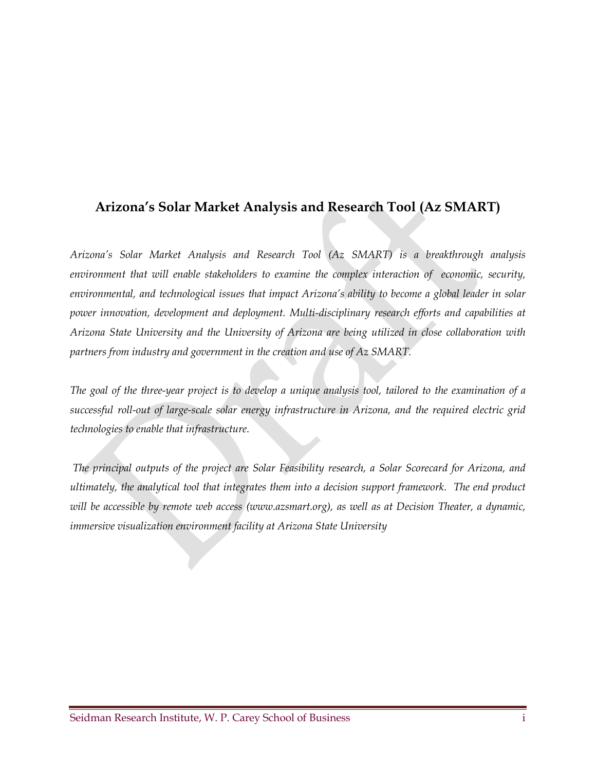# Arizona's Solar Market Analysis and Research Tool (Az SMART)

*Arizona's Solar Market Analysis and Research Tool (Az SMART) is a breakthrough analysis environment that will enable stakeholders to examine the complex interaction of economic, security, environmental, and technological issues that impact Arizona's ability to become a global leader in solar power innovation, development and deployment. Multi-disciplinary research efforts and capabilities at Arizona State University and the University of Arizona are being utilized in close collaboration with partners from industry and government in the creation and use of Az SMART.*

*The goal of the three-year project is to develop a unique analysis tool, tailored to the examination of a successful roll-out of large-scale solar energy infrastructure in Arizona, and the required electric grid technologies to enable that infrastructure.*

*The principal outputs of the project are Solar Feasibility research, a Solar Scorecard for Arizona, and ultimately, the analytical tool that integrates them into a decision support framework. The end product will be accessible by remote web access (www.azsmart.org), as well as at Decision Theater, a dynamic, immersive visualization environment facility at Arizona State University*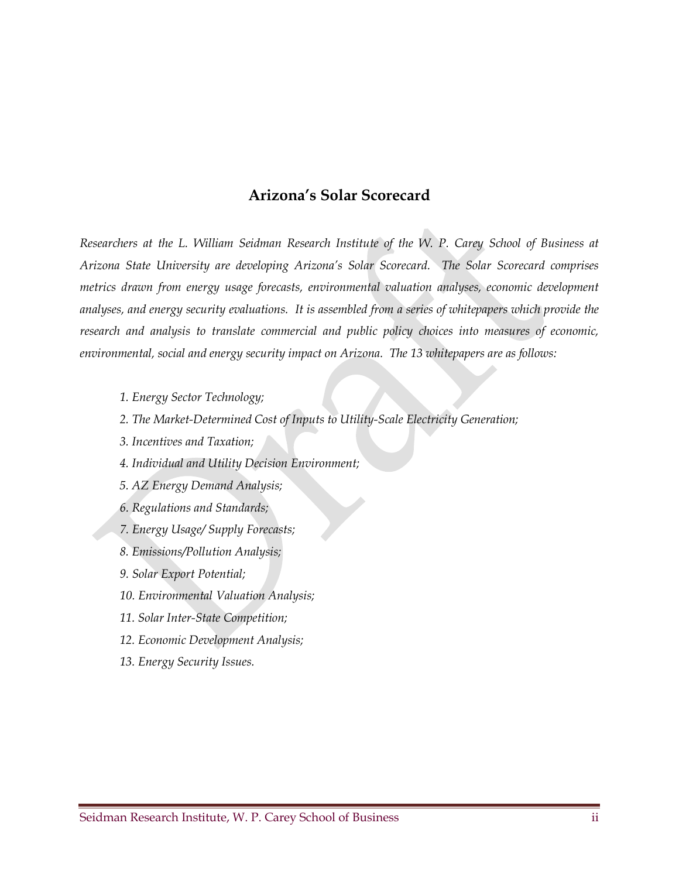## Arizona's Solar Scorecard

*Researchers at the L. William Seidman Research Institute of the W. P. Carey School of Business at Arizona State University are developing Arizona's Solar Scorecard. The Solar Scorecard comprises metrics drawn from energy usage forecasts, environmental valuation analyses, economic development analyses, and energy security evaluations. It is assembled from a series of whitepapers which provide the research and analysis to translate commercial and public policy choices into measures of economic, environmental, social and energy security impact on Arizona. The 13 whitepapers are as follows:*

1. *Energy Sector Technology;*
2. *The Market-Determined Cost of Inputs to Utility-Scale Electricity Generation;*
3. *Incentives and Taxation;*
4. *Individual and Utility Decision Environment;*
5. *AZ Energy Demand Analysis;*
6. *Regulations and Standards;*
7. *Energy Usage/ Supply Forecasts;*
8. *Emissions/Pollution Analysis;*
9. *Solar Export Potential;*
10. *Environmental Valuation Analysis;*
11. *Solar Inter-State Competition;*
12. *Economic Development Analysis;*
13. *Energy Security Issues.*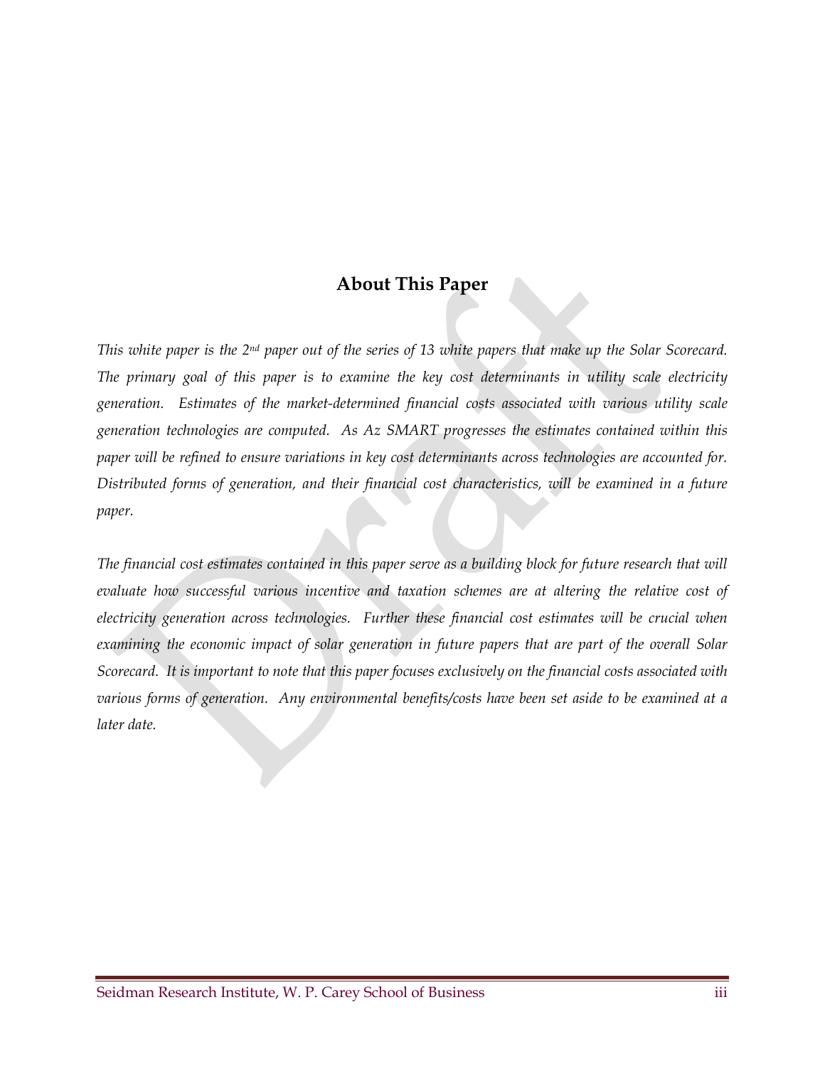## About This Paper

*This white paper is the 2nd paper out of the series of 13 white papers that make up the Solar Scorecard. The primary goal of this paper is to examine the key cost determinants in utility scale electricity generation. Estimates of the market-determined financial costs associated with various utility scale generation technologies are computed. As Az SMART progresses the estimates contained within this paper will be refined to ensure variations in key cost determinants across technologies are accounted for. Distributed forms of generation, and their financial cost characteristics, will be examined in a future paper.*

*The financial cost estimates contained in this paper serve as a building block for future research that will evaluate how successful various incentive and taxation schemes are at altering the relative cost of electricity generation across technologies. Further these financial cost estimates will be crucial when examining the economic impact of solar generation in future papers that are part of the overall Solar Scorecard. It is important to note that this paper focuses exclusively on the financial costs associated with various forms of generation. Any environmental benefits/costs have been set aside to be examined at a later date.*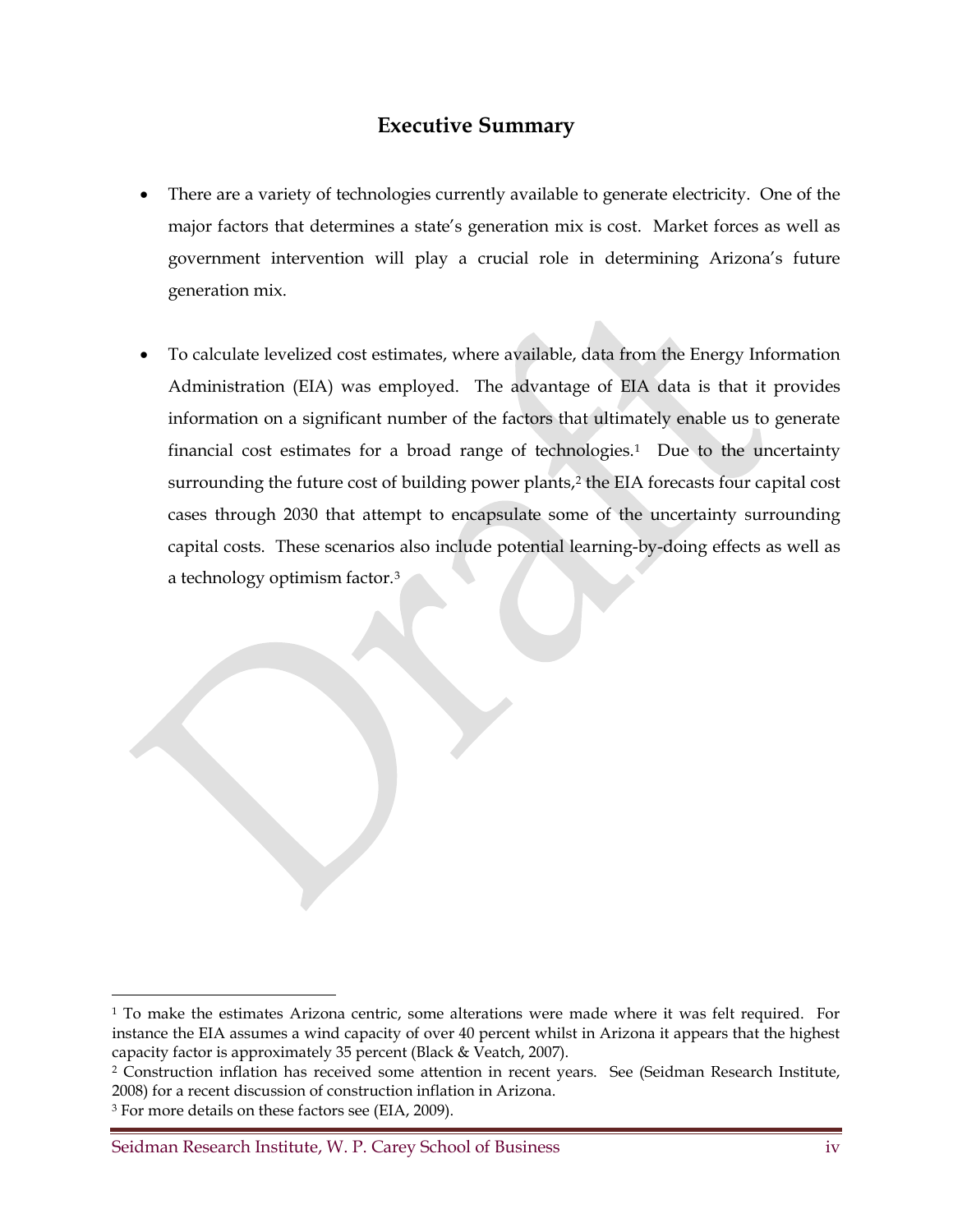## Executive Summary

- There are a variety of technologies currently available to generate electricity. One of the major factors that determines a state's generation mix is cost. Market forces as well as government intervention will play a crucial role in determining Arizona's future generation mix.

- To calculate levelized cost estimates, where available, data from the Energy Information Administration (EIA) was employed. The advantage of EIA data is that it provides information on a significant number of the factors that ultimately enable us to generate financial cost estimates for a broad range of technologies.[1] Due to the uncertainty surrounding the future cost of building power plants,[2] the EIA forecasts four capital cost cases through 2030 that attempt to encapsulate some of the uncertainty surrounding capital costs. These scenarios also include potential learning-by-doing effects as well as a technology optimism factor.[3]

---

[1] To make the estimates Arizona centric, some alterations were made where it was felt required. For instance the EIA assumes a wind capacity of over 40 percent whilst in Arizona it appears that the highest capacity factor is approximately 35 percent (Black & Veatch, 2007).

[2] Construction inflation has received some attention in recent years. See (Seidman Research Institute, 2008) for a recent discussion of construction inflation in Arizona.

[3] For more details on these factors see (EIA, 2009).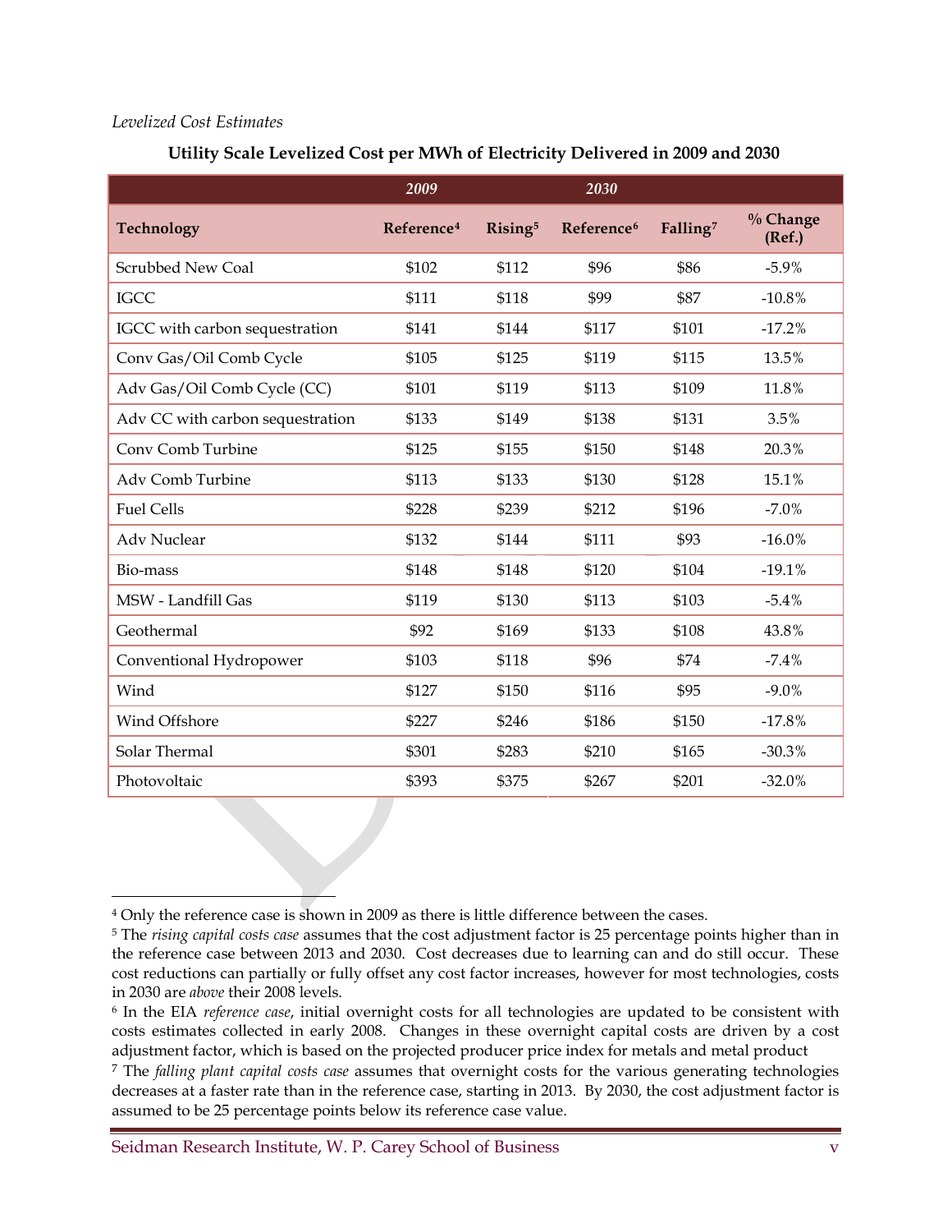*Levelized Cost Estimates*

**Utility Scale Levelized Cost per MWh of Electricity Delivered in 2009 and 2030**

| | 2009 | 2030 | | | |
|---|---|---|---|---|---|
| **Technology** | **Reference[4]** | **Rising[5]** | **Reference[6]** | **Falling[7]** | **% Change (Ref.)** |
| Scrubbed New Coal | $102 | $112 | $96 | $86 | -5.9% |
| IGCC | $111 | $118 | $99 | $87 | -10.8% |
| IGCC with carbon sequestration | $141 | $144 | $117 | $101 | -17.2% |
| Conv Gas/Oil Comb Cycle | $105 | $125 | $119 | $115 | 13.5% |
| Adv Gas/Oil Comb Cycle (CC) | $101 | $119 | $113 | $109 | 11.8% |
| Adv CC with carbon sequestration | $133 | $149 | $138 | $131 | 3.5% |
| Conv Comb Turbine | $125 | $155 | $150 | $148 | 20.3% |
| Adv Comb Turbine | $113 | $133 | $130 | $128 | 15.1% |
| Fuel Cells | $228 | $239 | $212 | $196 | -7.0% |
| Adv Nuclear | $132 | $144 | $111 | $93 | -16.0% |
| Bio-mass | $148 | $148 | $120 | $104 | -19.1% |
| MSW - Landfill Gas | $119 | $130 | $113 | $103 | -5.4% |
| Geothermal | $92 | $169 | $133 | $108 | 43.8% |
| Conventional Hydropower | $103 | $118 | $96 | $74 | -7.4% |
| Wind | $127 | $150 | $116 | $95 | -9.0% |
| Wind Offshore | $227 | $246 | $186 | $150 | -17.8% |
| Solar Thermal | $301 | $283 | $210 | $165 | -30.3% |
| Photovoltaic | $393 | $375 | $267 | $201 | -32.0% |

[4] Only the reference case is shown in 2009 as there is little difference between the cases.

[5] The *rising capital costs case* assumes that the cost adjustment factor is 25 percentage points higher than in the reference case between 2013 and 2030. Cost decreases due to learning can and do still occur. These cost reductions can partially or fully offset any cost factor increases, however for most technologies, costs in 2030 are *above* their 2008 levels.

[6] In the EIA *reference case*, initial overnight costs for all technologies are updated to be consistent with costs estimates collected in early 2008. Changes in these overnight capital costs are driven by a cost adjustment factor, which is based on the projected producer price index for metals and metal product

[7] The *falling plant capital costs case* assumes that overnight costs for the various generating technologies decreases at a faster rate than in the reference case, starting in 2013. By 2030, the cost adjustment factor is assumed to be 25 percentage points below its reference case value.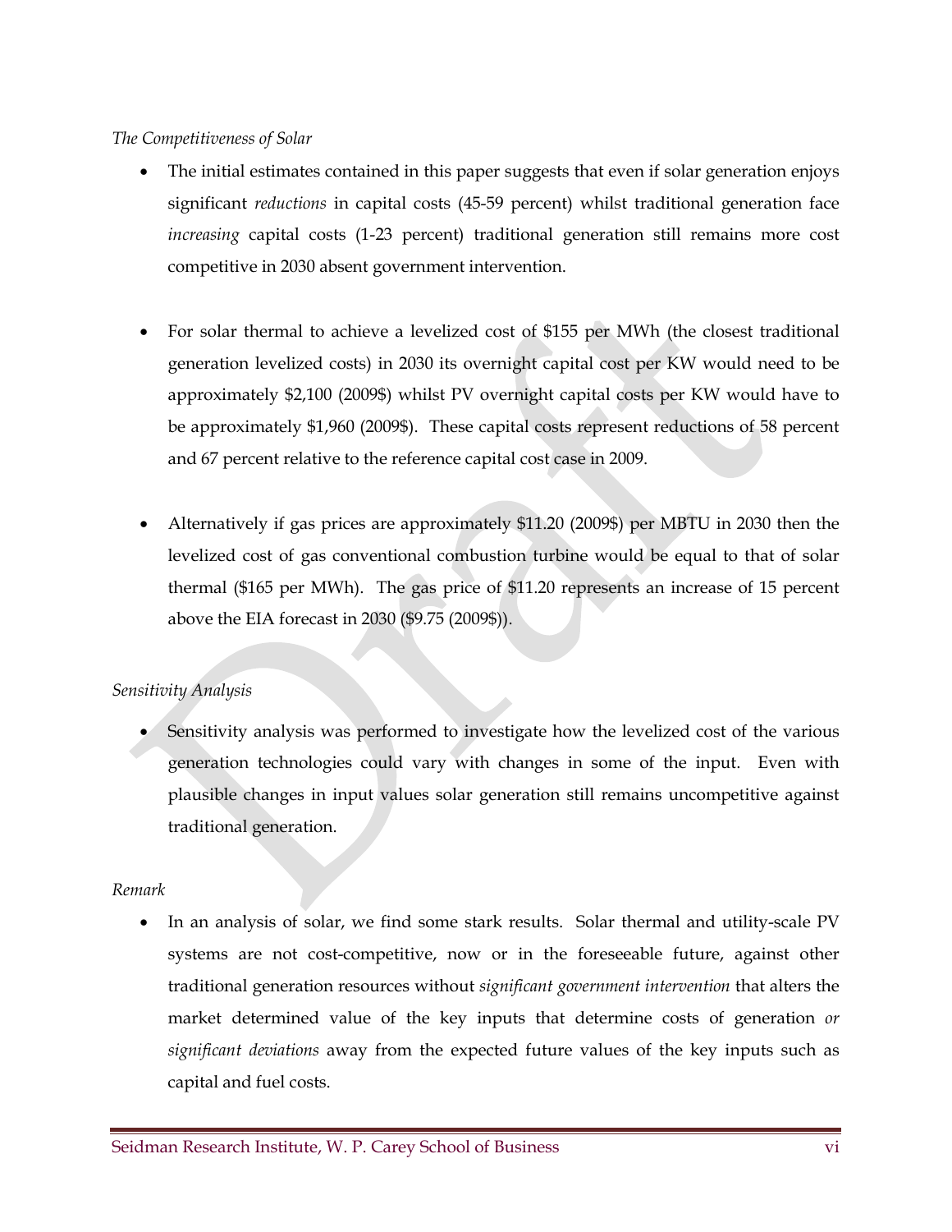*The Competitiveness of Solar*

- The initial estimates contained in this paper suggests that even if solar generation enjoys significant *reductions* in capital costs (45-59 percent) whilst traditional generation face *increasing* capital costs (1-23 percent) traditional generation still remains more cost competitive in 2030 absent government intervention.

- For solar thermal to achieve a levelized cost of $155 per MWh (the closest traditional generation levelized costs) in 2030 its overnight capital cost per KW would need to be approximately $2,100 (2009$) whilst PV overnight capital costs per KW would have to be approximately $1,960 (2009$). These capital costs represent reductions of 58 percent and 67 percent relative to the reference capital cost case in 2009.

- Alternatively if gas prices are approximately $11.20 (2009$) per MBTU in 2030 then the levelized cost of gas conventional combustion turbine would be equal to that of solar thermal ($165 per MWh). The gas price of $11.20 represents an increase of 15 percent above the EIA forecast in 2030 ($9.75 (2009$)).

*Sensitivity Analysis*

- Sensitivity analysis was performed to investigate how the levelized cost of the various generation technologies could vary with changes in some of the input. Even with plausible changes in input values solar generation still remains uncompetitive against traditional generation.

*Remark*

- In an analysis of solar, we find some stark results. Solar thermal and utility-scale PV systems are not cost-competitive, now or in the foreseeable future, against other traditional generation resources without *significant government intervention* that alters the market determined value of the key inputs that determine costs of generation *or significant deviations* away from the expected future values of the key inputs such as capital and fuel costs.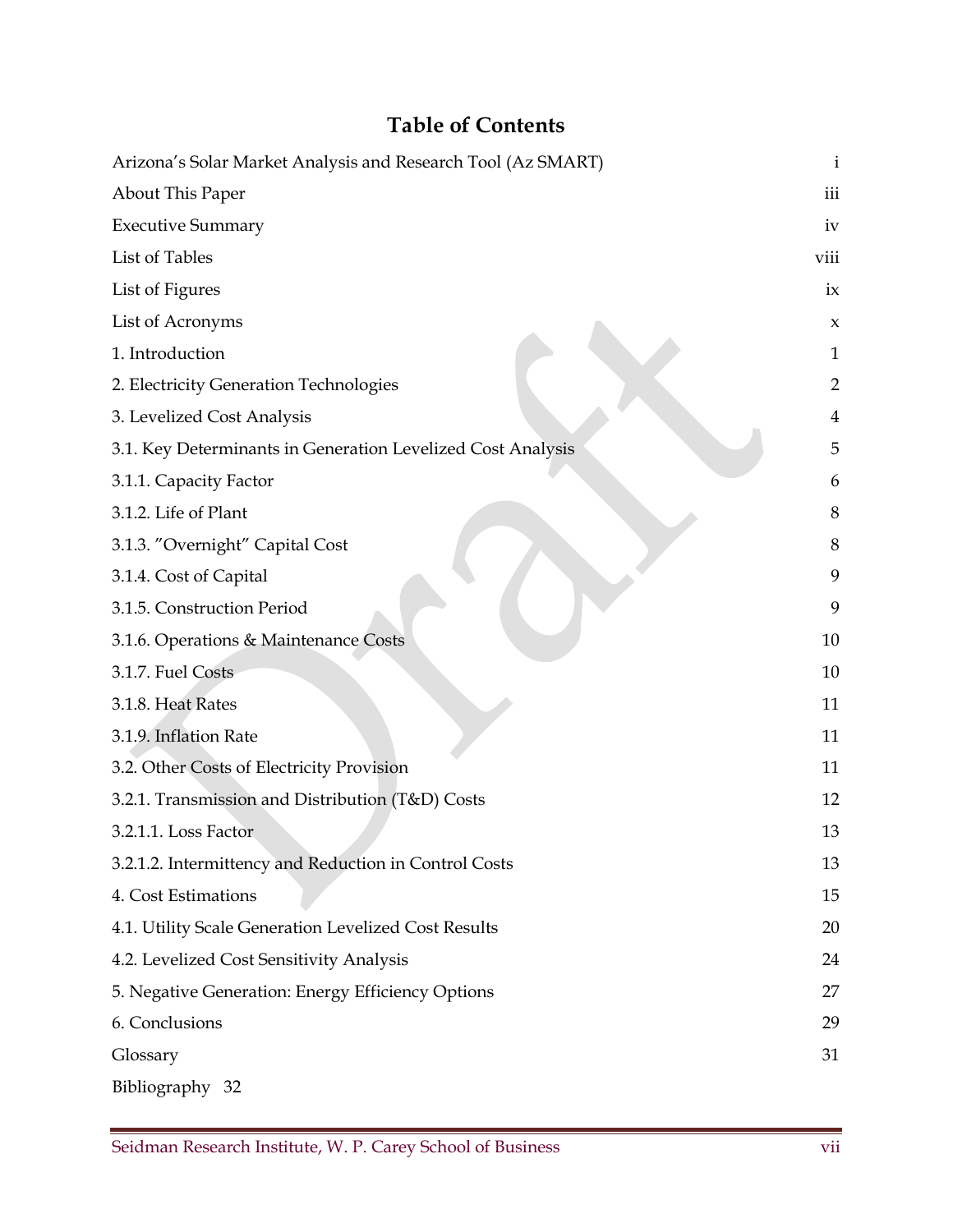# Table of Contents

| | |
|---|---|
| Arizona's Solar Market Analysis and Research Tool (Az SMART) | i |
| About This Paper | iii |
| Executive Summary | iv |
| List of Tables | viii |
| List of Figures | ix |
| List of Acronyms | x |
| 1. Introduction | 1 |
| 2. Electricity Generation Technologies | 2 |
| 3. Levelized Cost Analysis | 4 |
| 3.1. Key Determinants in Generation Levelized Cost Analysis | 5 |
| 3.1.1. Capacity Factor | 6 |
| 3.1.2. Life of Plant | 8 |
| 3.1.3. "Overnight" Capital Cost | 8 |
| 3.1.4. Cost of Capital | 9 |
| 3.1.5. Construction Period | 9 |
| 3.1.6. Operations & Maintenance Costs | 10 |
| 3.1.7. Fuel Costs | 10 |
| 3.1.8. Heat Rates | 11 |
| 3.1.9. Inflation Rate | 11 |
| 3.2. Other Costs of Electricity Provision | 11 |
| 3.2.1. Transmission and Distribution (T&D) Costs | 12 |
| 3.2.1.1. Loss Factor | 13 |
| 3.2.1.2. Intermittency and Reduction in Control Costs | 13 |
| 4. Cost Estimations | 15 |
| 4.1. Utility Scale Generation Levelized Cost Results | 20 |
| 4.2. Levelized Cost Sensitivity Analysis | 24 |
| 5. Negative Generation: Energy Efficiency Options | 27 |
| 6. Conclusions | 29 |
| Glossary | 31 |
| Bibliography 32 | |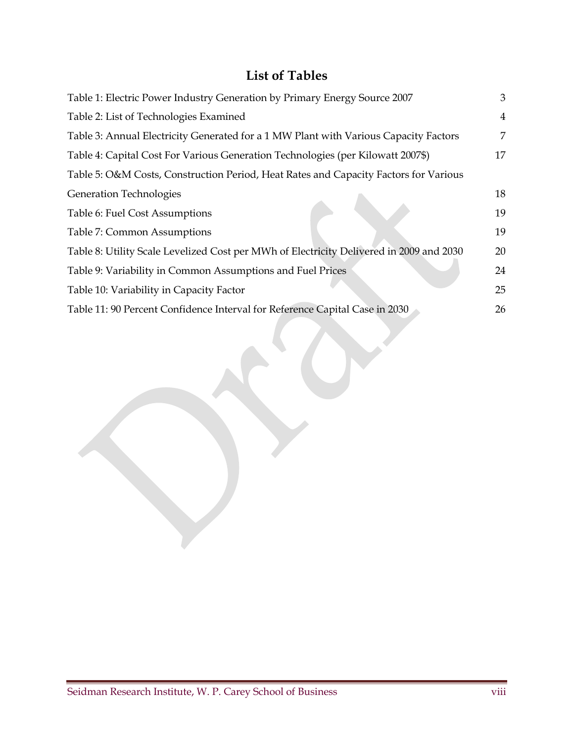## List of Tables

Table 1: Electric Power Industry Generation by Primary Energy Source 2007 3

Table 2: List of Technologies Examined 4

Table 3: Annual Electricity Generated for a 1 MW Plant with Various Capacity Factors 7

Table 4: Capital Cost For Various Generation Technologies (per Kilowatt 2007$) 17

Table 5: O&M Costs, Construction Period, Heat Rates and Capacity Factors for Various Generation Technologies 18

Table 6: Fuel Cost Assumptions 19

Table 7: Common Assumptions 19

Table 8: Utility Scale Levelized Cost per MWh of Electricity Delivered in 2009 and 2030 20

Table 9: Variability in Common Assumptions and Fuel Prices 24

Table 10: Variability in Capacity Factor 25

Table 11: 90 Percent Confidence Interval for Reference Capital Case in 2030 26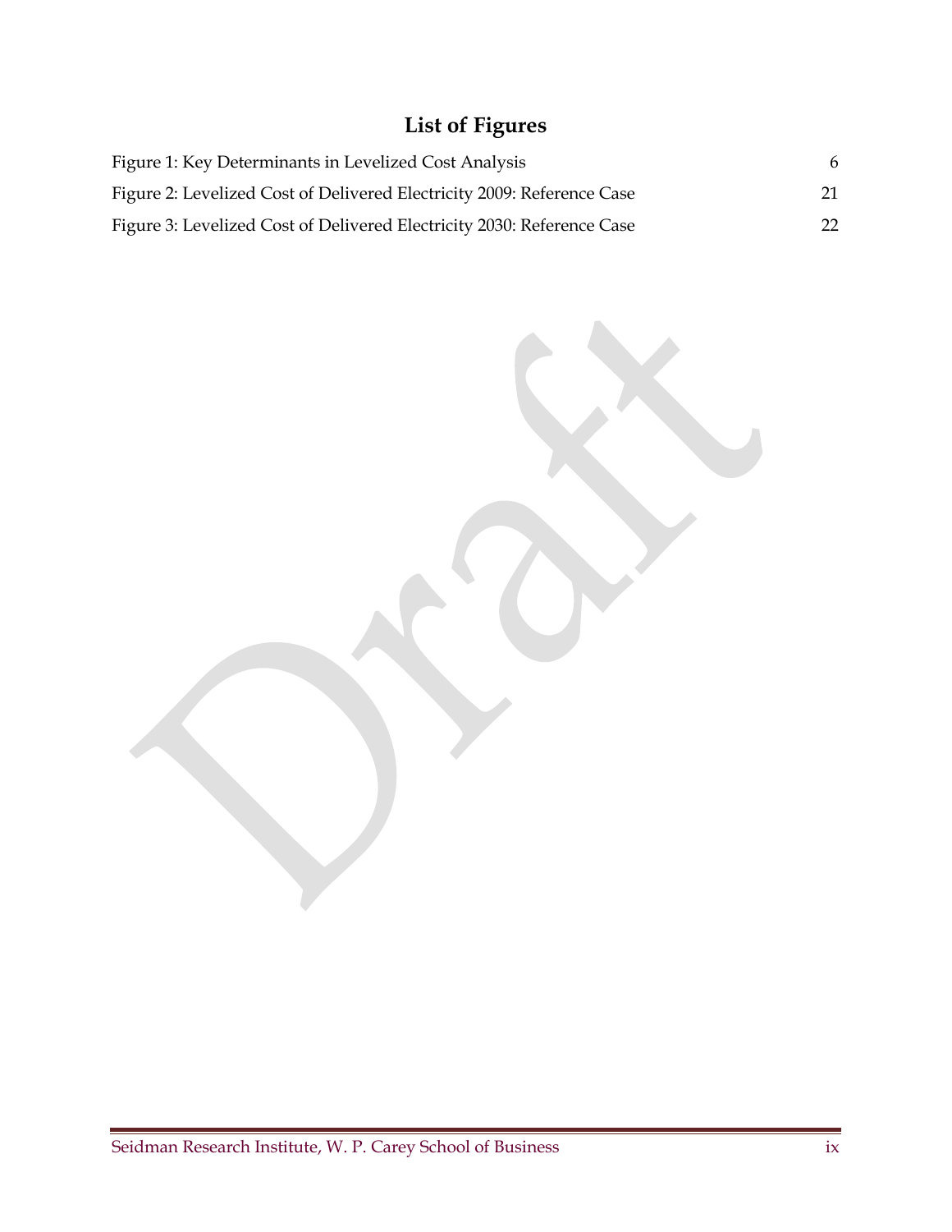# List of Figures

Figure 1: Key Determinants in Levelized Cost Analysis 6

Figure 2: Levelized Cost of Delivered Electricity 2009: Reference Case 21

Figure 3: Levelized Cost of Delivered Electricity 2030: Reference Case 22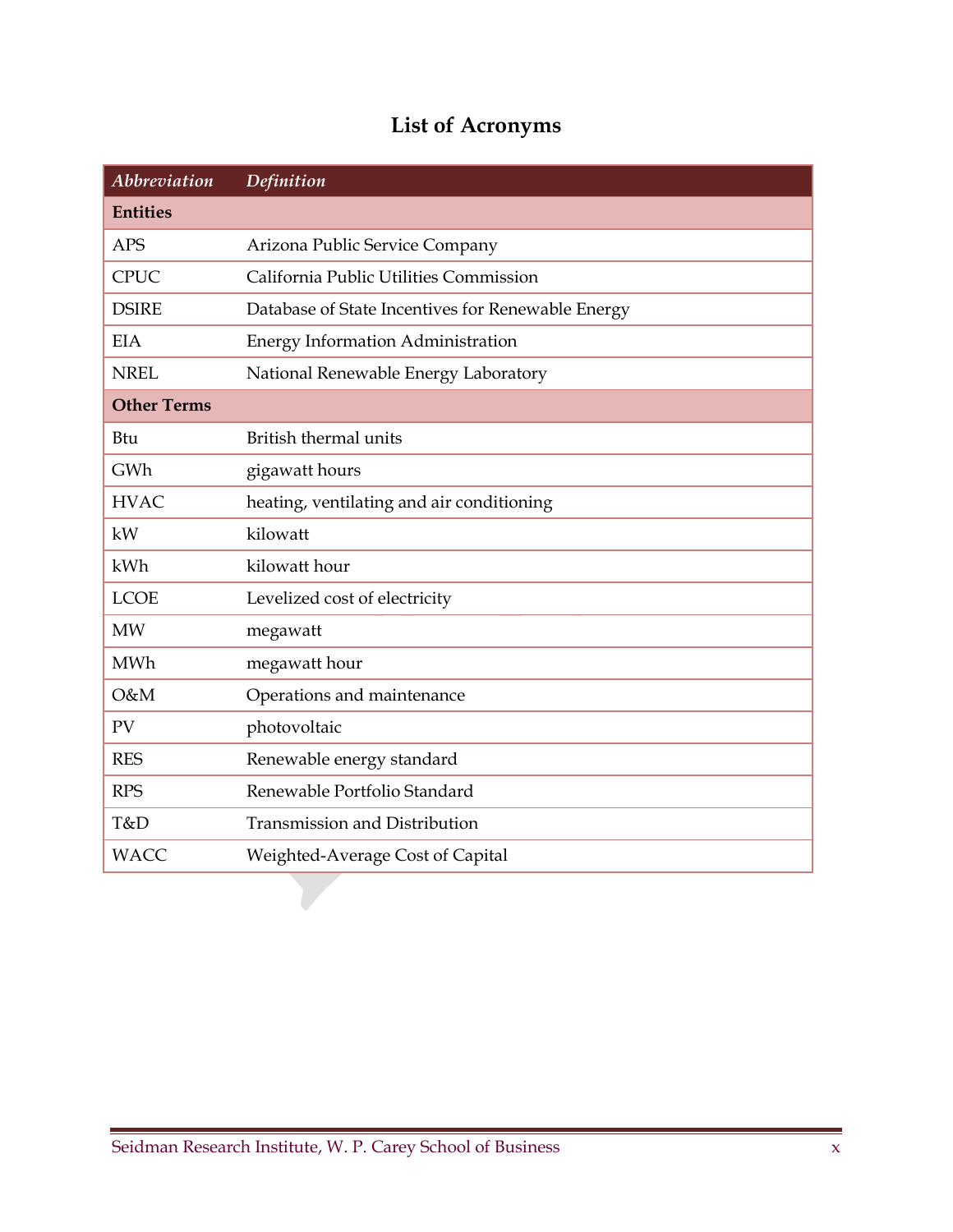# List of Acronyms

| *Abbreviation* | *Definition* |
|---|---|
| **Entities** | |
| APS | Arizona Public Service Company |
| CPUC | California Public Utilities Commission |
| DSIRE | Database of State Incentives for Renewable Energy |
| EIA | Energy Information Administration |
| NREL | National Renewable Energy Laboratory |
| **Other Terms** | |
| Btu | British thermal units |
| GWh | gigawatt hours |
| HVAC | heating, ventilating and air conditioning |
| kW | kilowatt |
| kWh | kilowatt hour |
| LCOE | Levelized cost of electricity |
| MW | megawatt |
| MWh | megawatt hour |
| O&M | Operations and maintenance |
| PV | photovoltaic |
| RES | Renewable energy standard |
| RPS | Renewable Portfolio Standard |
| T&D | Transmission and Distribution |
| WACC | Weighted-Average Cost of Capital |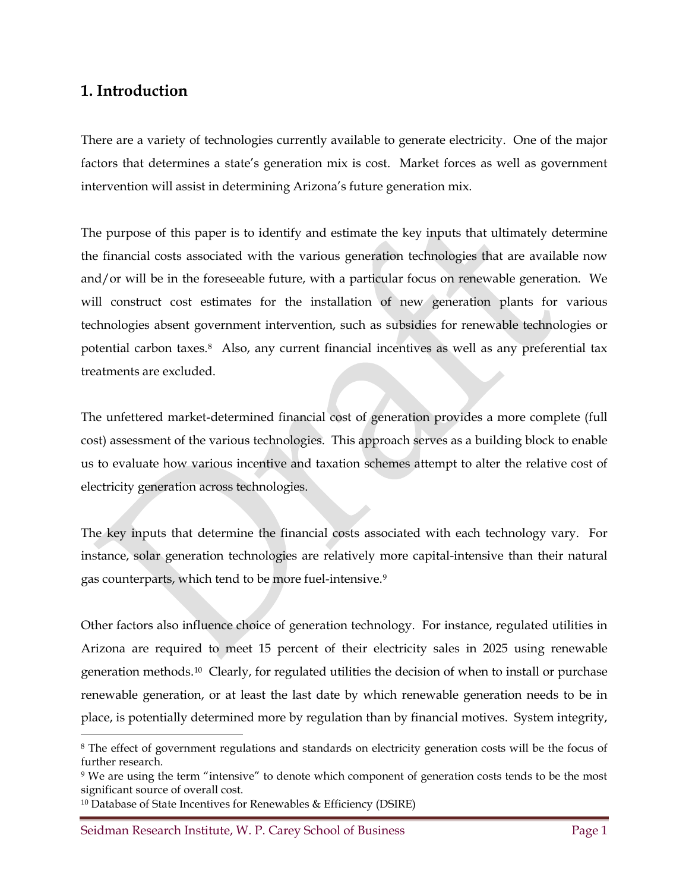## 1. Introduction

There are a variety of technologies currently available to generate electricity. One of the major factors that determines a state's generation mix is cost. Market forces as well as government intervention will assist in determining Arizona's future generation mix.

The purpose of this paper is to identify and estimate the key inputs that ultimately determine the financial costs associated with the various generation technologies that are available now and/or will be in the foreseeable future, with a particular focus on renewable generation. We will construct cost estimates for the installation of new generation plants for various technologies absent government intervention, such as subsidies for renewable technologies or potential carbon taxes.[8] Also, any current financial incentives as well as any preferential tax treatments are excluded.

The unfettered market-determined financial cost of generation provides a more complete (full cost) assessment of the various technologies. This approach serves as a building block to enable us to evaluate how various incentive and taxation schemes attempt to alter the relative cost of electricity generation across technologies.

The key inputs that determine the financial costs associated with each technology vary. For instance, solar generation technologies are relatively more capital-intensive than their natural gas counterparts, which tend to be more fuel-intensive.[9]

Other factors also influence choice of generation technology. For instance, regulated utilities in Arizona are required to meet 15 percent of their electricity sales in 2025 using renewable generation methods.[10] Clearly, for regulated utilities the decision of when to install or purchase renewable generation, or at least the last date by which renewable generation needs to be in place, is potentially determined more by regulation than by financial motives. System integrity,

[8] The effect of government regulations and standards on electricity generation costs will be the focus of further research.

[9] We are using the term "intensive" to denote which component of generation costs tends to be the most significant source of overall cost.

[10] Database of State Incentives for Renewables & Efficiency (DSIRE)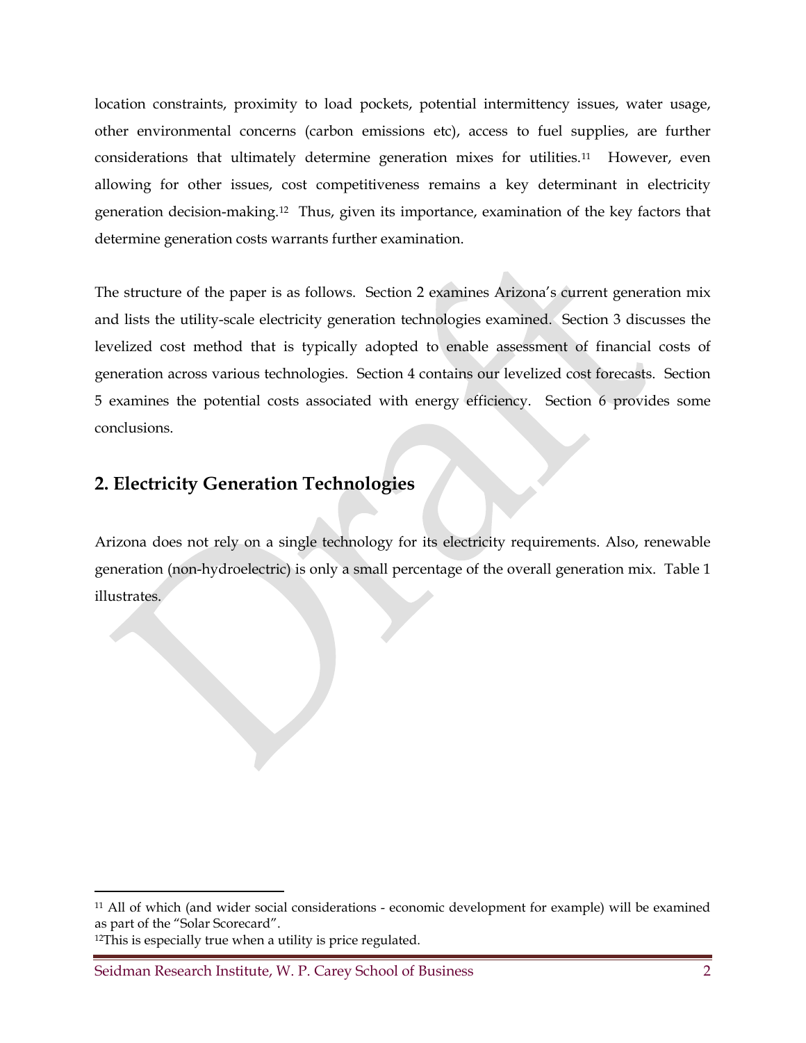location constraints, proximity to load pockets, potential intermittency issues, water usage, other environmental concerns (carbon emissions etc), access to fuel supplies, are further considerations that ultimately determine generation mixes for utilities.[11] However, even allowing for other issues, cost competitiveness remains a key determinant in electricity generation decision-making.[12] Thus, given its importance, examination of the key factors that determine generation costs warrants further examination.

The structure of the paper is as follows. Section 2 examines Arizona's current generation mix and lists the utility-scale electricity generation technologies examined. Section 3 discusses the levelized cost method that is typically adopted to enable assessment of financial costs of generation across various technologies. Section 4 contains our levelized cost forecasts. Section 5 examines the potential costs associated with energy efficiency. Section 6 provides some conclusions.

## 2. Electricity Generation Technologies

Arizona does not rely on a single technology for its electricity requirements. Also, renewable generation (non-hydroelectric) is only a small percentage of the overall generation mix. Table 1 illustrates.

[11] All of which (and wider social considerations - economic development for example) will be examined as part of the "Solar Scorecard".

[12] This is especially true when a utility is price regulated.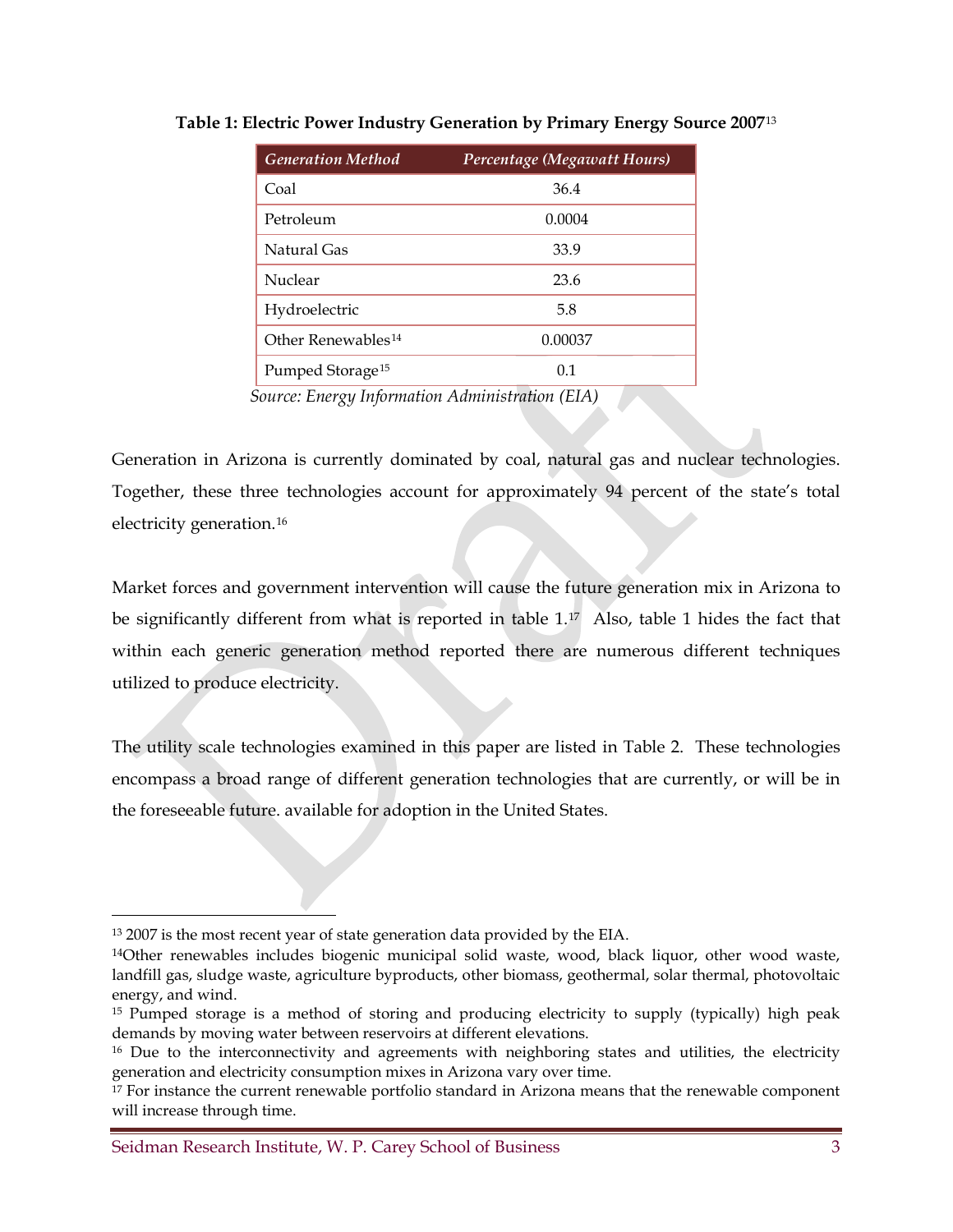**Table 1: Electric Power Industry Generation by Primary Energy Source 2007**[13]

| *Generation Method* | *Percentage (Megawatt Hours)* |
| --- | --- |
| Coal | 36.4 |
| Petroleum | 0.0004 |
| Natural Gas | 33.9 |
| Nuclear | 23.6 |
| Hydroelectric | 5.8 |
| Other Renewables[14] | 0.00037 |
| Pumped Storage[15] | 0.1 |

*Source: Energy Information Administration (EIA)*

Generation in Arizona is currently dominated by coal, natural gas and nuclear technologies. Together, these three technologies account for approximately 94 percent of the state's total electricity generation.[16]

Market forces and government intervention will cause the future generation mix in Arizona to be significantly different from what is reported in table 1.[17] Also, table 1 hides the fact that within each generic generation method reported there are numerous different techniques utilized to produce electricity.

The utility scale technologies examined in this paper are listed in Table 2. These technologies encompass a broad range of different generation technologies that are currently, or will be in the foreseeable future. available for adoption in the United States.

---

[13] 2007 is the most recent year of state generation data provided by the EIA.

[14] Other renewables includes biogenic municipal solid waste, wood, black liquor, other wood waste, landfill gas, sludge waste, agriculture byproducts, other biomass, geothermal, solar thermal, photovoltaic energy, and wind.

[15] Pumped storage is a method of storing and producing electricity to supply (typically) high peak demands by moving water between reservoirs at different elevations.

[16] Due to the interconnectivity and agreements with neighboring states and utilities, the electricity generation and electricity consumption mixes in Arizona vary over time.

[17] For instance the current renewable portfolio standard in Arizona means that the renewable component will increase through time.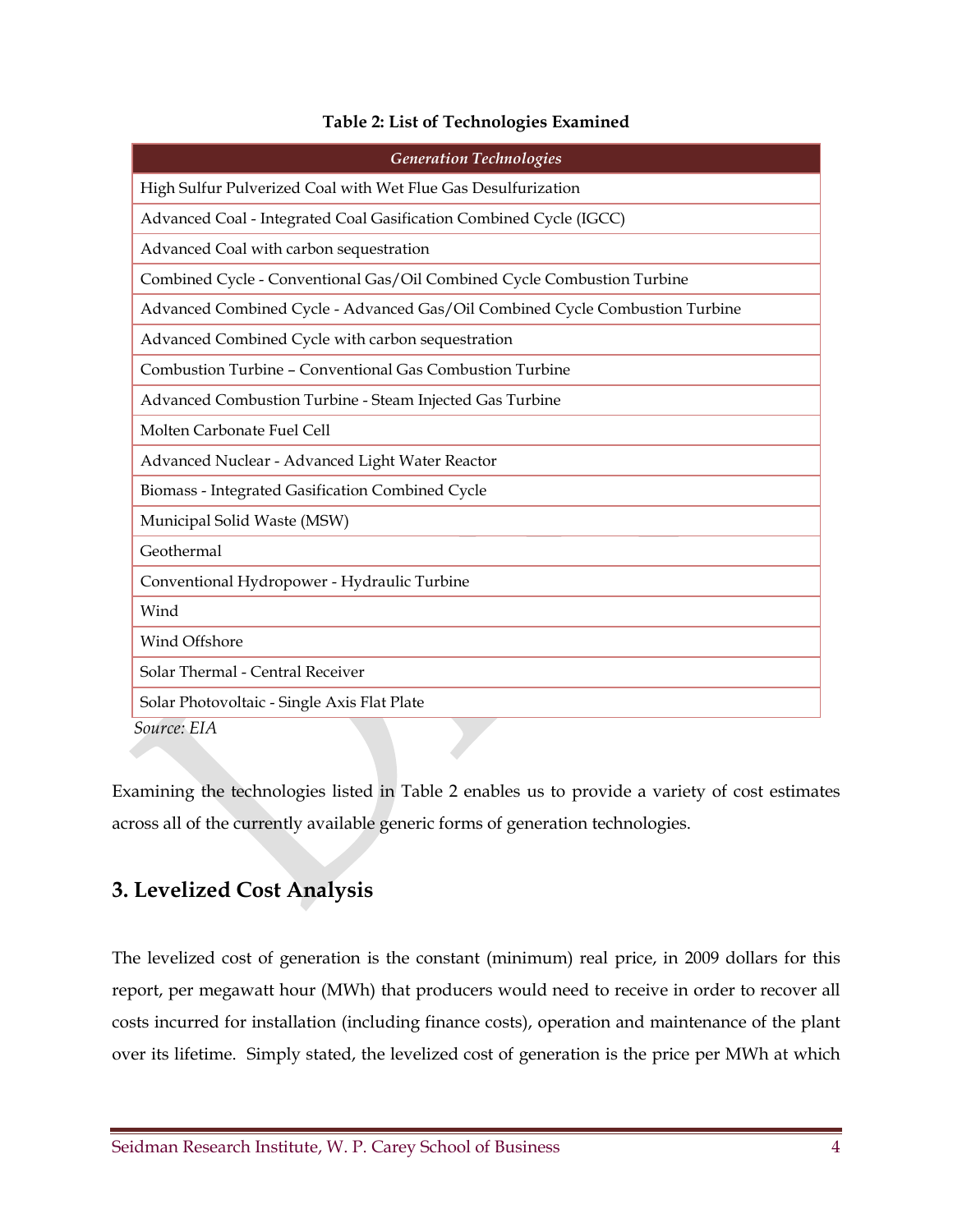**Table 2: List of Technologies Examined**

| *Generation Technologies* |
|---|
| High Sulfur Pulverized Coal with Wet Flue Gas Desulfurization |
| Advanced Coal - Integrated Coal Gasification Combined Cycle (IGCC) |
| Advanced Coal with carbon sequestration |
| Combined Cycle - Conventional Gas/Oil Combined Cycle Combustion Turbine |
| Advanced Combined Cycle - Advanced Gas/Oil Combined Cycle Combustion Turbine |
| Advanced Combined Cycle with carbon sequestration |
| Combustion Turbine – Conventional Gas Combustion Turbine |
| Advanced Combustion Turbine - Steam Injected Gas Turbine |
| Molten Carbonate Fuel Cell |
| Advanced Nuclear - Advanced Light Water Reactor |
| Biomass - Integrated Gasification Combined Cycle |
| Municipal Solid Waste (MSW) |
| Geothermal |
| Conventional Hydropower - Hydraulic Turbine |
| Wind |
| Wind Offshore |
| Solar Thermal - Central Receiver |
| Solar Photovoltaic - Single Axis Flat Plate |

*Source: EIA*

Examining the technologies listed in Table 2 enables us to provide a variety of cost estimates across all of the currently available generic forms of generation technologies.

## 3. Levelized Cost Analysis

The levelized cost of generation is the constant (minimum) real price, in 2009 dollars for this report, per megawatt hour (MWh) that producers would need to receive in order to recover all costs incurred for installation (including finance costs), operation and maintenance of the plant over its lifetime. Simply stated, the levelized cost of generation is the price per MWh at which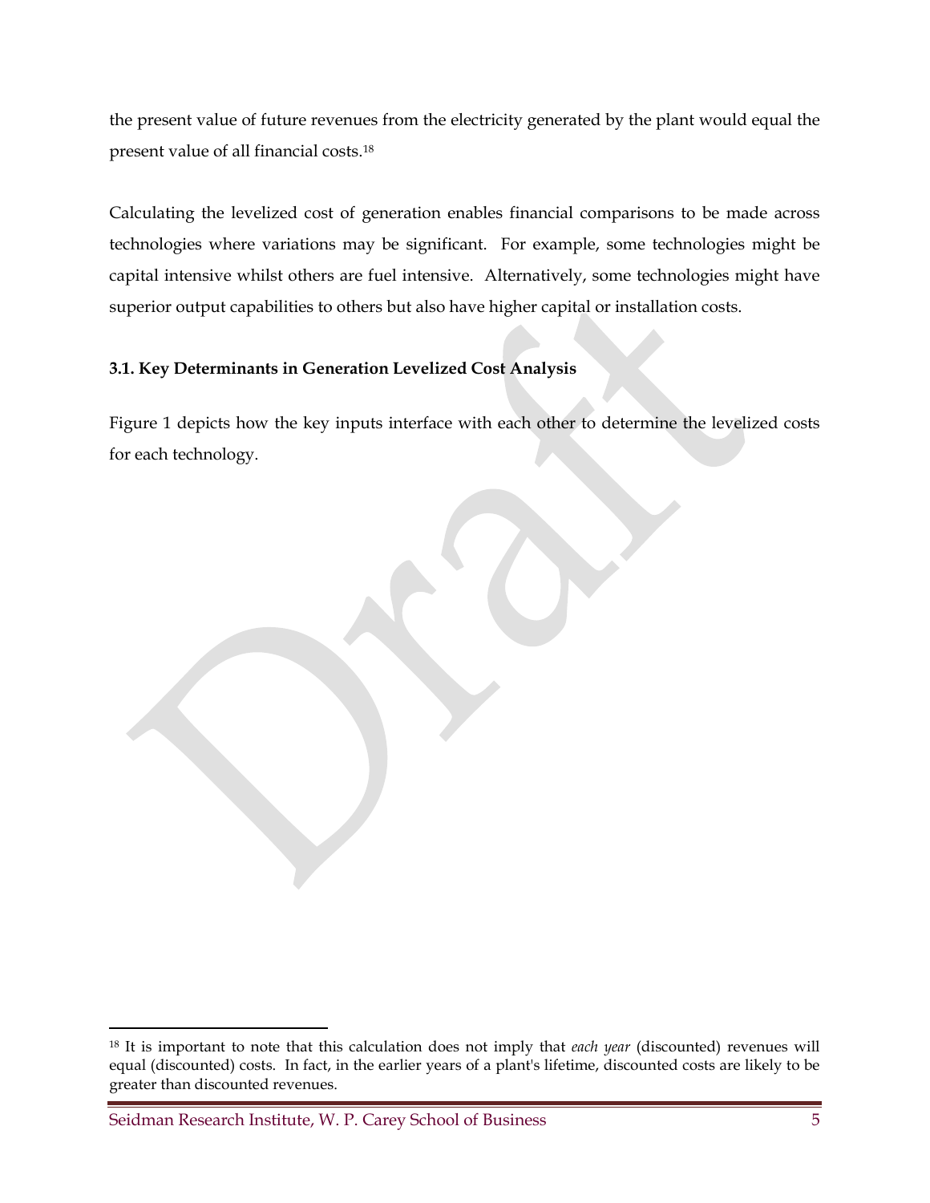the present value of future revenues from the electricity generated by the plant would equal the present value of all financial costs.[18]

Calculating the levelized cost of generation enables financial comparisons to be made across technologies where variations may be significant. For example, some technologies might be capital intensive whilst others are fuel intensive. Alternatively, some technologies might have superior output capabilities to others but also have higher capital or installation costs.

### 3.1. Key Determinants in Generation Levelized Cost Analysis

Figure 1 depicts how the key inputs interface with each other to determine the levelized costs for each technology.

[18] It is important to note that this calculation does not imply that *each year* (discounted) revenues will equal (discounted) costs. In fact, in the earlier years of a plant's lifetime, discounted costs are likely to be greater than discounted revenues.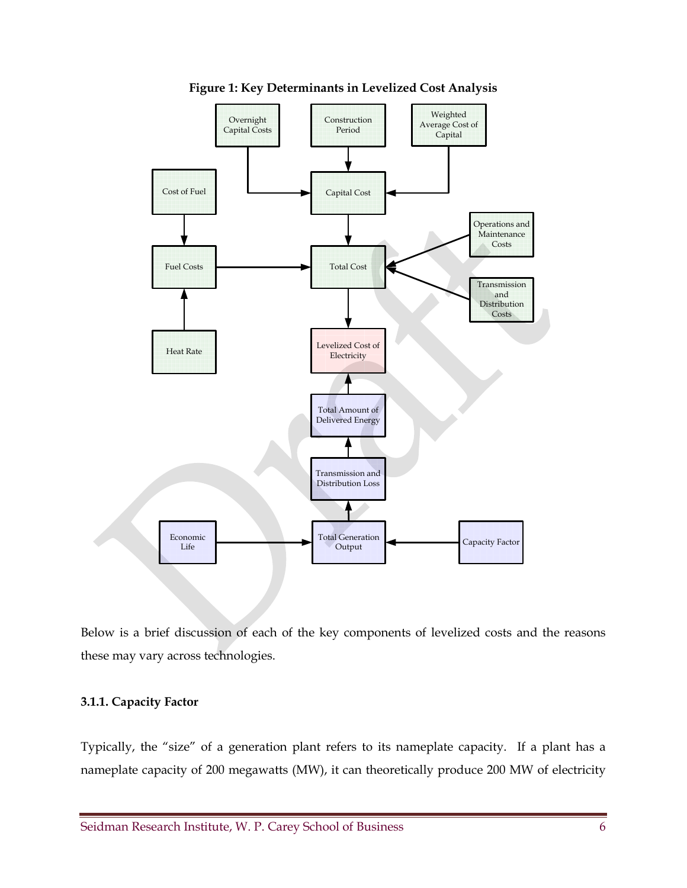**Figure 1: Key Determinants in Levelized Cost Analysis**

Overnight Capital Costs

Construction Period

Weighted Average Cost of Capital

Cost of Fuel

Capital Cost

Operations and Maintenance Costs

Fuel Costs

Total Cost

Transmission and Distribution Costs

Heat Rate

Levelized Cost of Electricity

Total Amount of Delivered Energy

Transmission and Distribution Loss

Economic Life

Total Generation Output

Capacity Factor

Below is a brief discussion of each of the key components of levelized costs and the reasons these may vary across technologies.

### 3.1.1. Capacity Factor

Typically, the "size" of a generation plant refers to its nameplate capacity. If a plant has a nameplate capacity of 200 megawatts (MW), it can theoretically produce 200 MW of electricity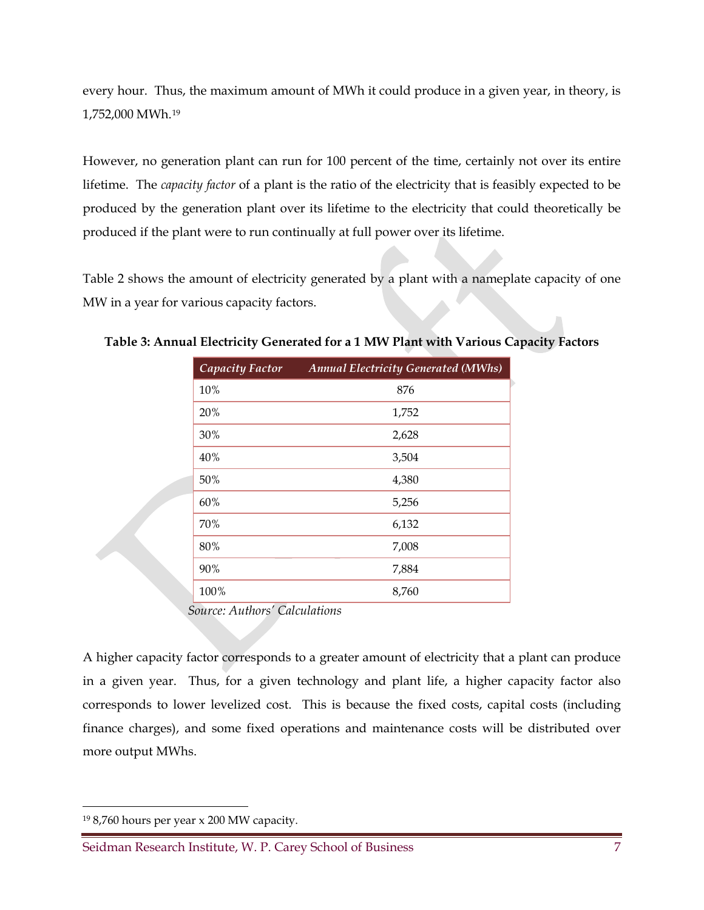every hour. Thus, the maximum amount of MWh it could produce in a given year, in theory, is 1,752,000 MWh.[19]

However, no generation plant can run for 100 percent of the time, certainly not over its entire lifetime. The *capacity factor* of a plant is the ratio of the electricity that is feasibly expected to be produced by the generation plant over its lifetime to the electricity that could theoretically be produced if the plant were to run continually at full power over its lifetime.

Table 2 shows the amount of electricity generated by a plant with a nameplate capacity of one MW in a year for various capacity factors.

**Table 3: Annual Electricity Generated for a 1 MW Plant with Various Capacity Factors**

| *Capacity Factor* | *Annual Electricity Generated (MWhs)* |
|---|---|
| 10% | 876 |
| 20% | 1,752 |
| 30% | 2,628 |
| 40% | 3,504 |
| 50% | 4,380 |
| 60% | 5,256 |
| 70% | 6,132 |
| 80% | 7,008 |
| 90% | 7,884 |
| 100% | 8,760 |

*Source: Authors' Calculations*

A higher capacity factor corresponds to a greater amount of electricity that a plant can produce in a given year. Thus, for a given technology and plant life, a higher capacity factor also corresponds to lower levelized cost. This is because the fixed costs, capital costs (including finance charges), and some fixed operations and maintenance costs will be distributed over more output MWhs.

[19] 8,760 hours per year x 200 MW capacity.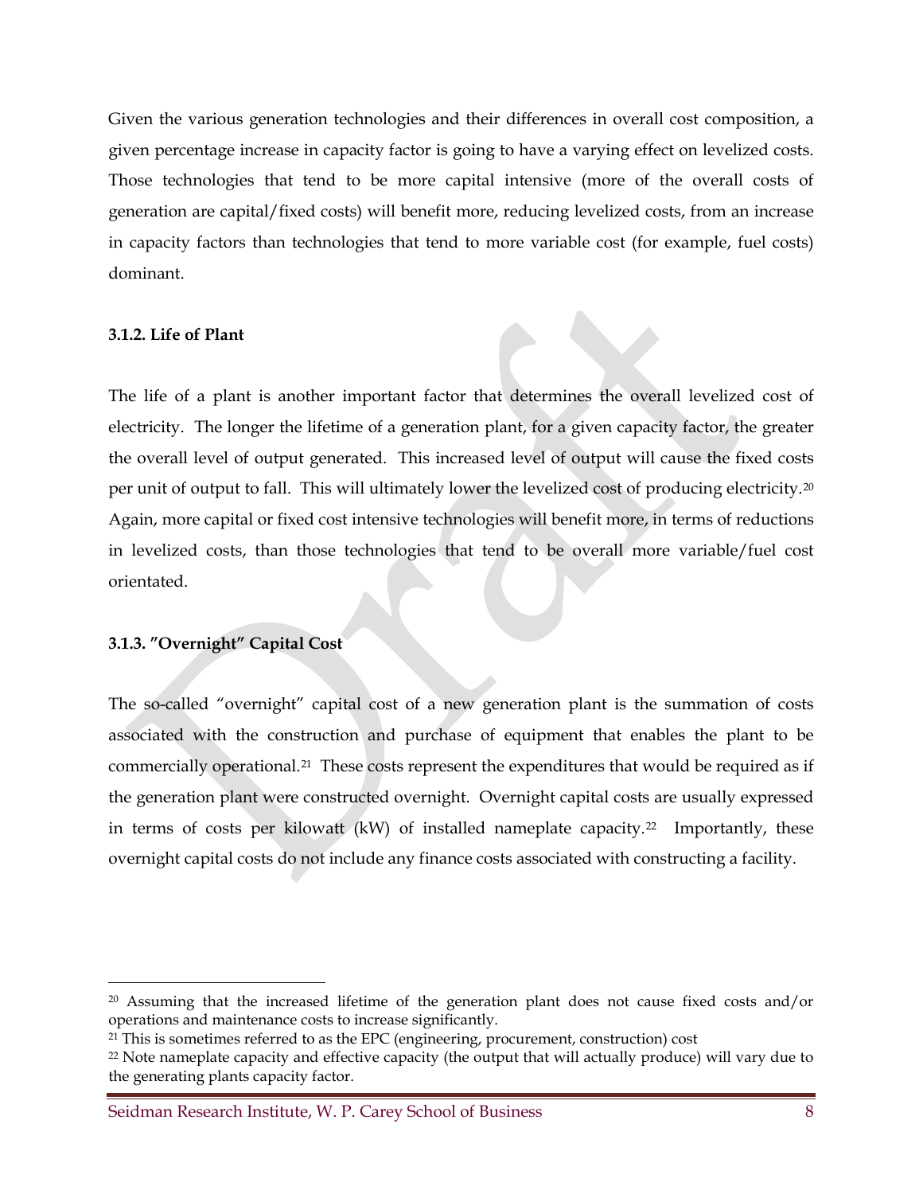Given the various generation technologies and their differences in overall cost composition, a given percentage increase in capacity factor is going to have a varying effect on levelized costs. Those technologies that tend to be more capital intensive (more of the overall costs of generation are capital/fixed costs) will benefit more, reducing levelized costs, from an increase in capacity factors than technologies that tend to more variable cost (for example, fuel costs) dominant.

#### 3.1.2. Life of Plant

The life of a plant is another important factor that determines the overall levelized cost of electricity. The longer the lifetime of a generation plant, for a given capacity factor, the greater the overall level of output generated. This increased level of output will cause the fixed costs per unit of output to fall. This will ultimately lower the levelized cost of producing electricity.[20] Again, more capital or fixed cost intensive technologies will benefit more, in terms of reductions in levelized costs, than those technologies that tend to be overall more variable/fuel cost orientated.

#### 3.1.3. "Overnight" Capital Cost

The so-called "overnight" capital cost of a new generation plant is the summation of costs associated with the construction and purchase of equipment that enables the plant to be commercially operational.[21] These costs represent the expenditures that would be required as if the generation plant were constructed overnight. Overnight capital costs are usually expressed in terms of costs per kilowatt (kW) of installed nameplate capacity.[22] Importantly, these overnight capital costs do not include any finance costs associated with constructing a facility.

---

[20] Assuming that the increased lifetime of the generation plant does not cause fixed costs and/or operations and maintenance costs to increase significantly.

[21] This is sometimes referred to as the EPC (engineering, procurement, construction) cost

[22] Note nameplate capacity and effective capacity (the output that will actually produce) will vary due to the generating plants capacity factor.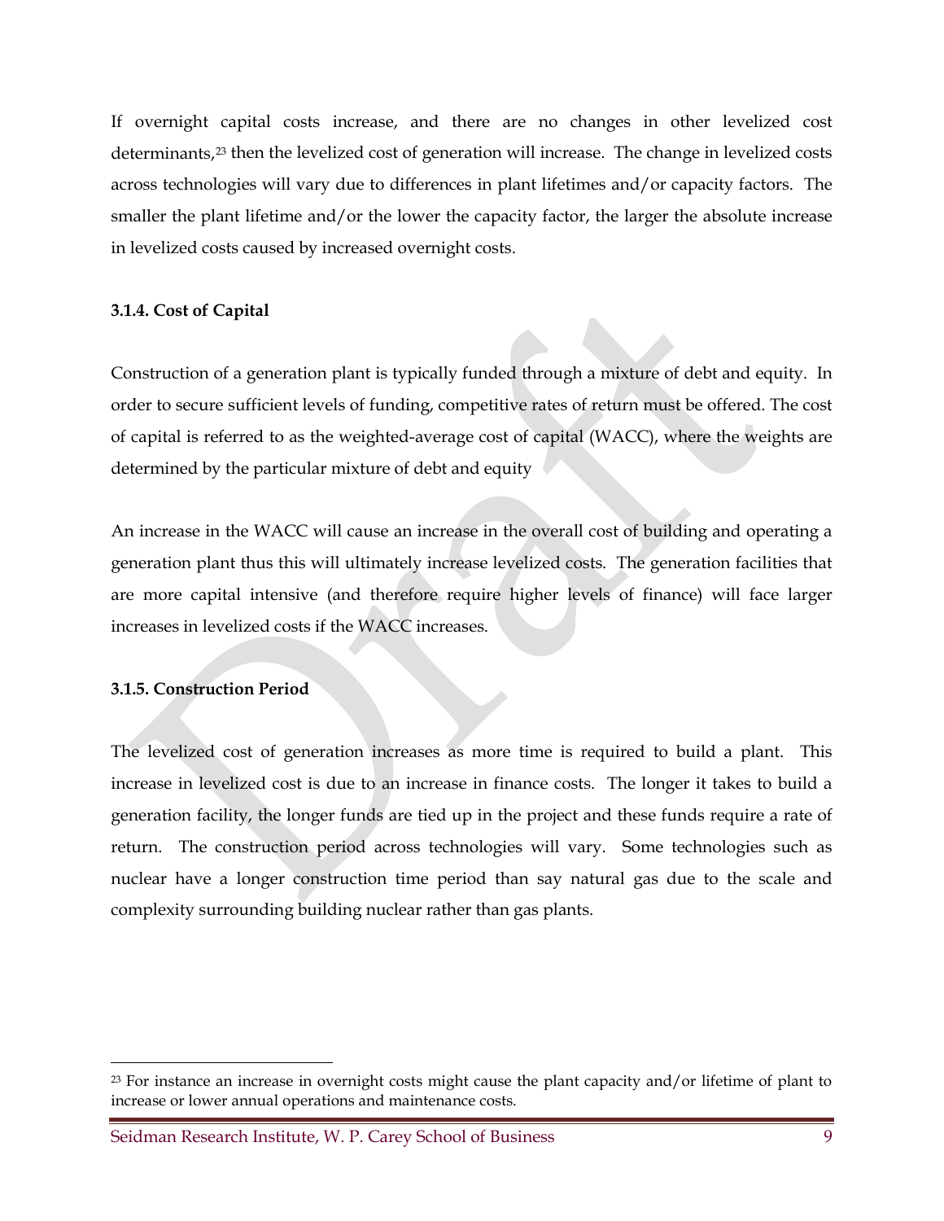If overnight capital costs increase, and there are no changes in other levelized cost determinants,[23] then the levelized cost of generation will increase. The change in levelized costs across technologies will vary due to differences in plant lifetimes and/or capacity factors. The smaller the plant lifetime and/or the lower the capacity factor, the larger the absolute increase in levelized costs caused by increased overnight costs.

### 3.1.4. Cost of Capital

Construction of a generation plant is typically funded through a mixture of debt and equity. In order to secure sufficient levels of funding, competitive rates of return must be offered. The cost of capital is referred to as the weighted-average cost of capital (WACC), where the weights are determined by the particular mixture of debt and equity

An increase in the WACC will cause an increase in the overall cost of building and operating a generation plant thus this will ultimately increase levelized costs. The generation facilities that are more capital intensive (and therefore require higher levels of finance) will face larger increases in levelized costs if the WACC increases.

### 3.1.5. Construction Period

The levelized cost of generation increases as more time is required to build a plant. This increase in levelized cost is due to an increase in finance costs. The longer it takes to build a generation facility, the longer funds are tied up in the project and these funds require a rate of return. The construction period across technologies will vary. Some technologies such as nuclear have a longer construction time period than say natural gas due to the scale and complexity surrounding building nuclear rather than gas plants.

---

[23] For instance an increase in overnight costs might cause the plant capacity and/or lifetime of plant to increase or lower annual operations and maintenance costs.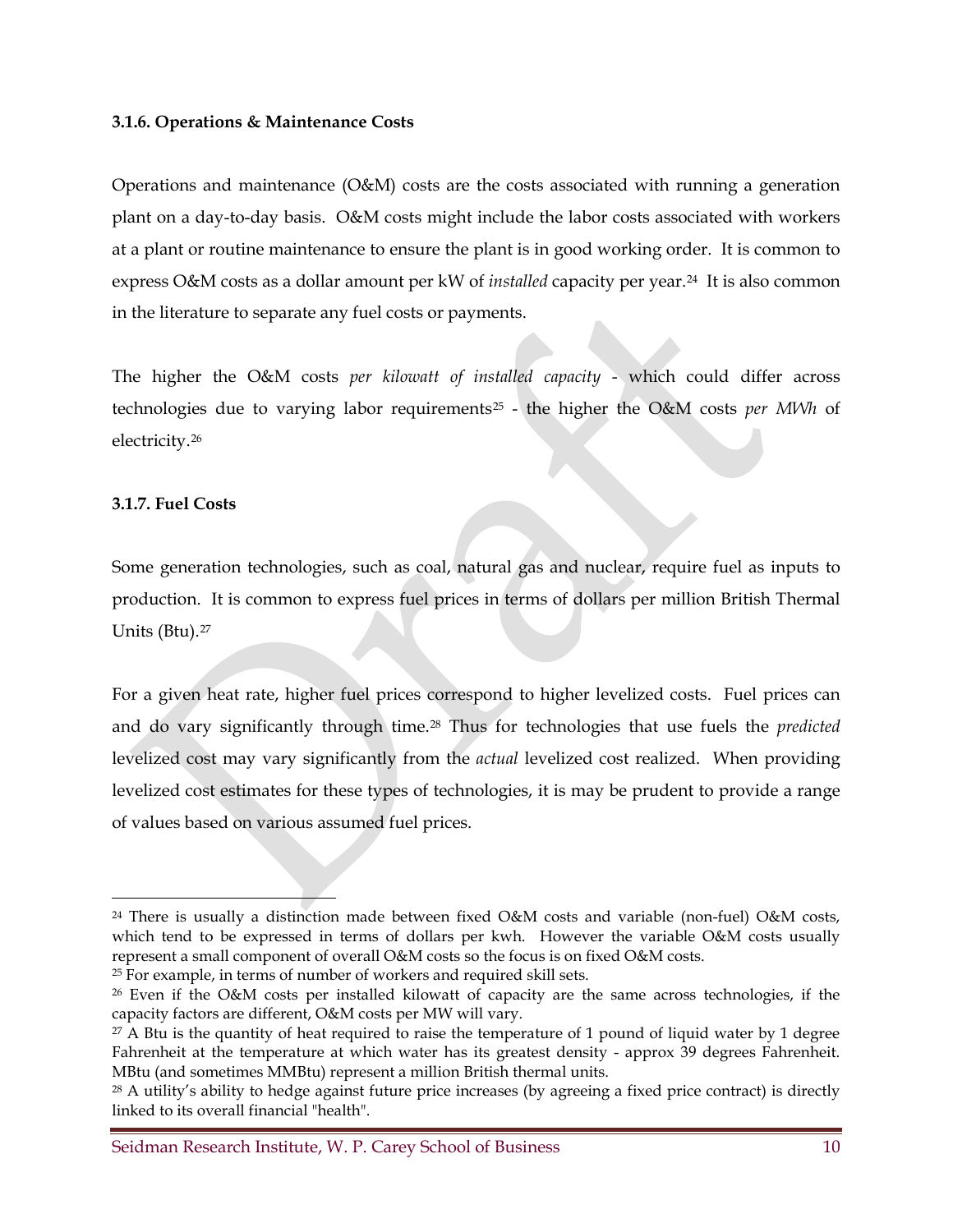### 3.1.6. Operations & Maintenance Costs

Operations and maintenance (O&M) costs are the costs associated with running a generation plant on a day-to-day basis. O&M costs might include the labor costs associated with workers at a plant or routine maintenance to ensure the plant is in good working order. It is common to express O&M costs as a dollar amount per kW of *installed* capacity per year.[24] It is also common in the literature to separate any fuel costs or payments.

The higher the O&M costs *per kilowatt of installed capacity* - which could differ across technologies due to varying labor requirements[25] - the higher the O&M costs *per MWh* of electricity.[26]

### 3.1.7. Fuel Costs

Some generation technologies, such as coal, natural gas and nuclear, require fuel as inputs to production. It is common to express fuel prices in terms of dollars per million British Thermal Units (Btu).[27]

For a given heat rate, higher fuel prices correspond to higher levelized costs. Fuel prices can and do vary significantly through time.[28] Thus for technologies that use fuels the *predicted* levelized cost may vary significantly from the *actual* levelized cost realized. When providing levelized cost estimates for these types of technologies, it is may be prudent to provide a range of values based on various assumed fuel prices.

---

[24] There is usually a distinction made between fixed O&M costs and variable (non-fuel) O&M costs, which tend to be expressed in terms of dollars per kwh. However the variable O&M costs usually represent a small component of overall O&M costs so the focus is on fixed O&M costs.

[25] For example, in terms of number of workers and required skill sets.

[26] Even if the O&M costs per installed kilowatt of capacity are the same across technologies, if the capacity factors are different, O&M costs per MW will vary.

[27] A Btu is the quantity of heat required to raise the temperature of 1 pound of liquid water by 1 degree Fahrenheit at the temperature at which water has its greatest density - approx 39 degrees Fahrenheit. MBtu (and sometimes MMBtu) represent a million British thermal units.

[28] A utility's ability to hedge against future price increases (by agreeing a fixed price contract) is directly linked to its overall financial "health".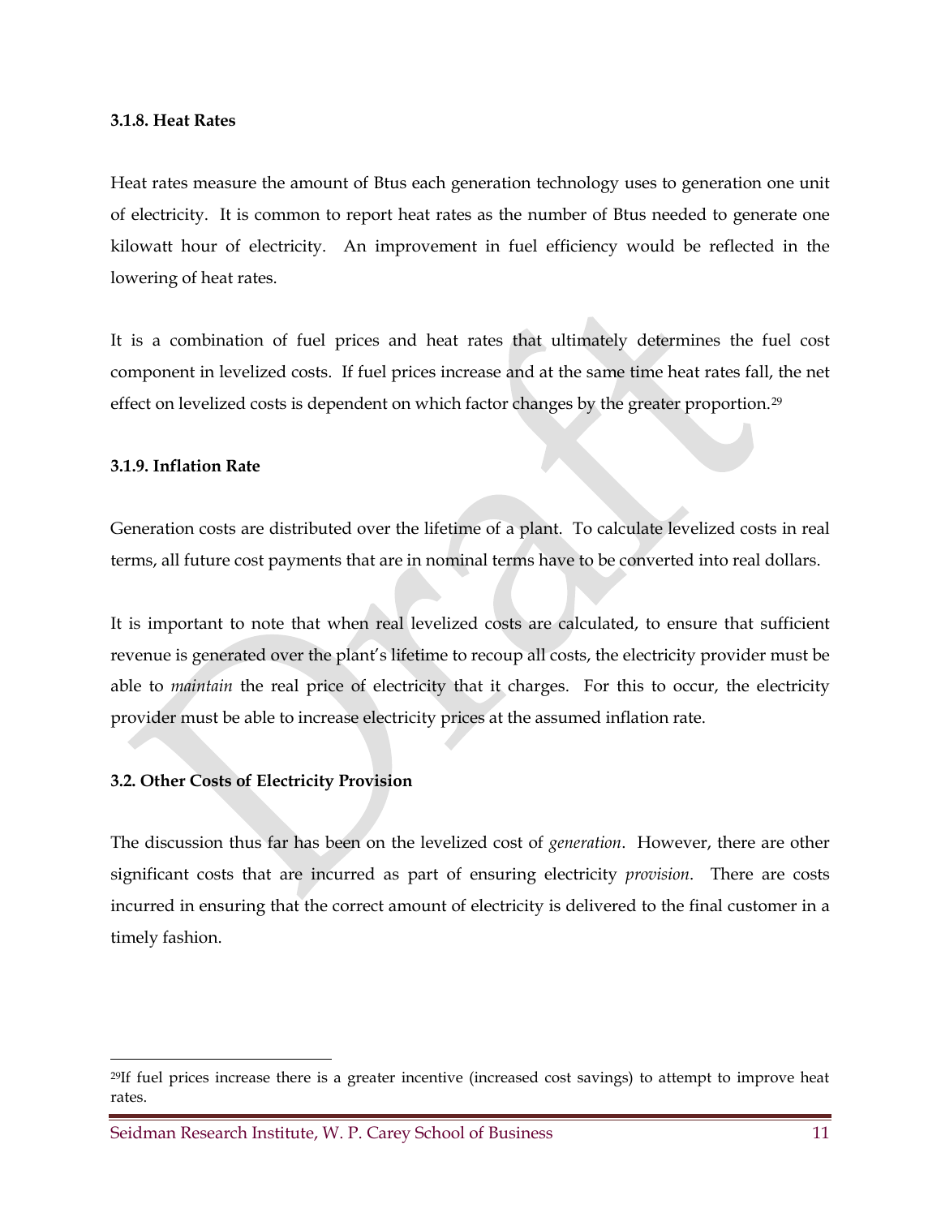### 3.1.8. Heat Rates

Heat rates measure the amount of Btus each generation technology uses to generation one unit of electricity. It is common to report heat rates as the number of Btus needed to generate one kilowatt hour of electricity. An improvement in fuel efficiency would be reflected in the lowering of heat rates.

It is a combination of fuel prices and heat rates that ultimately determines the fuel cost component in levelized costs. If fuel prices increase and at the same time heat rates fall, the net effect on levelized costs is dependent on which factor changes by the greater proportion.[29]

### 3.1.9. Inflation Rate

Generation costs are distributed over the lifetime of a plant. To calculate levelized costs in real terms, all future cost payments that are in nominal terms have to be converted into real dollars.

It is important to note that when real levelized costs are calculated, to ensure that sufficient revenue is generated over the plant's lifetime to recoup all costs, the electricity provider must be able to *maintain* the real price of electricity that it charges. For this to occur, the electricity provider must be able to increase electricity prices at the assumed inflation rate.

## 3.2. Other Costs of Electricity Provision

The discussion thus far has been on the levelized cost of *generation*. However, there are other significant costs that are incurred as part of ensuring electricity *provision*. There are costs incurred in ensuring that the correct amount of electricity is delivered to the final customer in a timely fashion.

---

[29] If fuel prices increase there is a greater incentive (increased cost savings) to attempt to improve heat rates.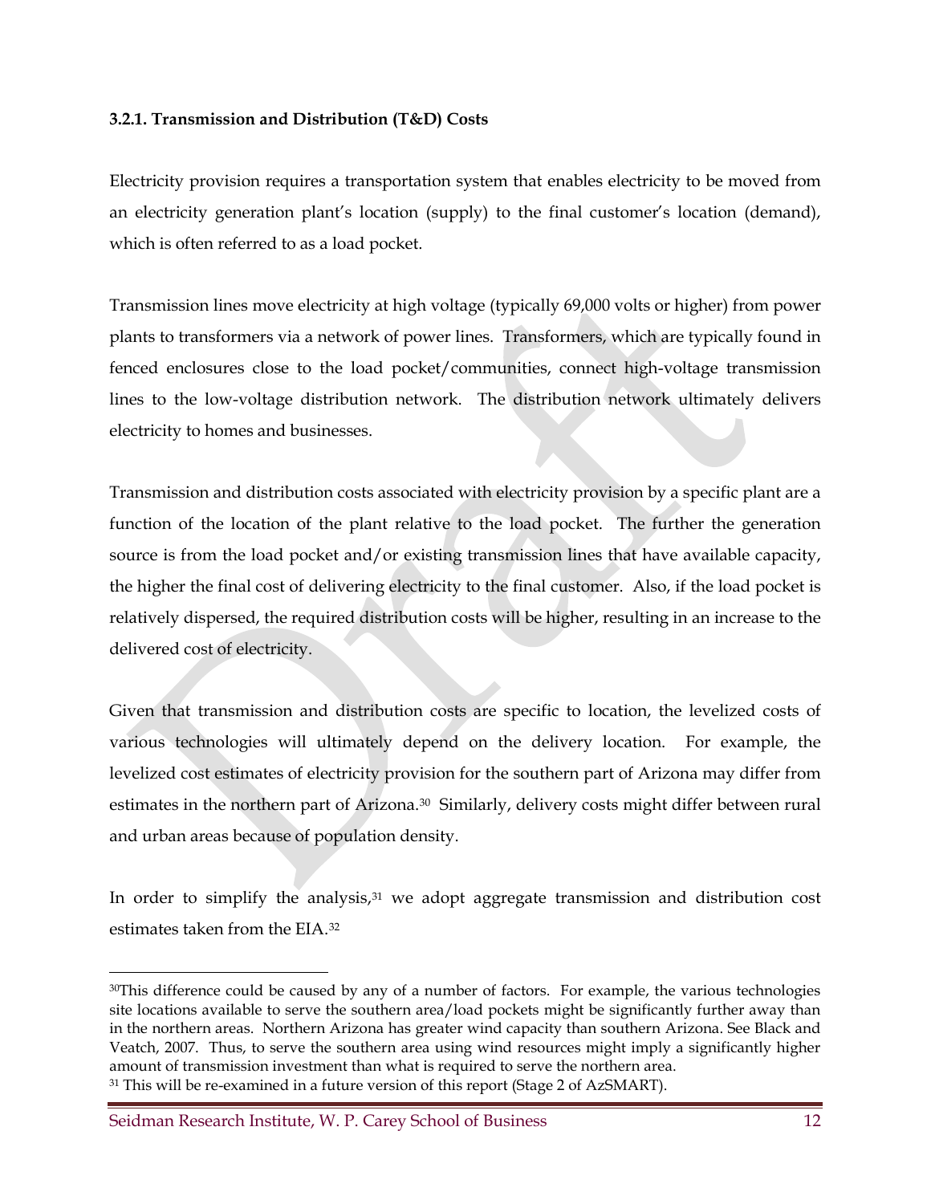### 3.2.1. Transmission and Distribution (T&D) Costs

Electricity provision requires a transportation system that enables electricity to be moved from an electricity generation plant's location (supply) to the final customer's location (demand), which is often referred to as a load pocket.

Transmission lines move electricity at high voltage (typically 69,000 volts or higher) from power plants to transformers via a network of power lines. Transformers, which are typically found in fenced enclosures close to the load pocket/communities, connect high-voltage transmission lines to the low-voltage distribution network. The distribution network ultimately delivers electricity to homes and businesses.

Transmission and distribution costs associated with electricity provision by a specific plant are a function of the location of the plant relative to the load pocket. The further the generation source is from the load pocket and/or existing transmission lines that have available capacity, the higher the final cost of delivering electricity to the final customer. Also, if the load pocket is relatively dispersed, the required distribution costs will be higher, resulting in an increase to the delivered cost of electricity.

Given that transmission and distribution costs are specific to location, the levelized costs of various technologies will ultimately depend on the delivery location. For example, the levelized cost estimates of electricity provision for the southern part of Arizona may differ from estimates in the northern part of Arizona.[30] Similarly, delivery costs might differ between rural and urban areas because of population density.

In order to simplify the analysis,[31] we adopt aggregate transmission and distribution cost estimates taken from the EIA.[32]

---

[30]This difference could be caused by any of a number of factors. For example, the various technologies site locations available to serve the southern area/load pockets might be significantly further away than in the northern areas. Northern Arizona has greater wind capacity than southern Arizona. See Black and Veatch, 2007. Thus, to serve the southern area using wind resources might imply a significantly higher amount of transmission investment than what is required to serve the northern area.

[31] This will be re-examined in a future version of this report (Stage 2 of AzSMART).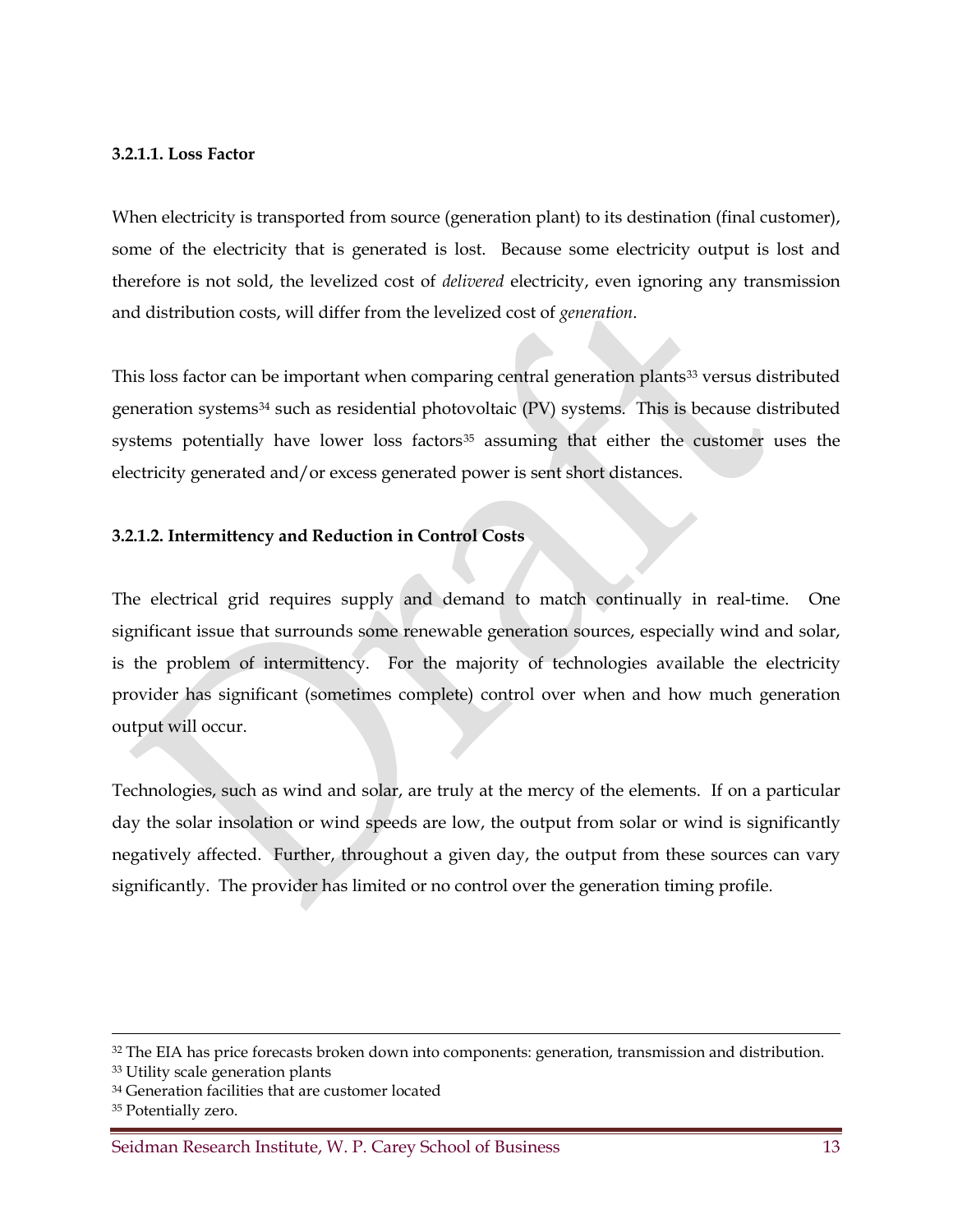#### 3.2.1.1. Loss Factor

When electricity is transported from source (generation plant) to its destination (final customer), some of the electricity that is generated is lost. Because some electricity output is lost and therefore is not sold, the levelized cost of *delivered* electricity, even ignoring any transmission and distribution costs, will differ from the levelized cost of *generation*.

This loss factor can be important when comparing central generation plants[33] versus distributed generation systems[34] such as residential photovoltaic (PV) systems. This is because distributed systems potentially have lower loss factors[35] assuming that either the customer uses the electricity generated and/or excess generated power is sent short distances.

#### 3.2.1.2. Intermittency and Reduction in Control Costs

The electrical grid requires supply and demand to match continually in real-time. One significant issue that surrounds some renewable generation sources, especially wind and solar, is the problem of intermittency. For the majority of technologies available the electricity provider has significant (sometimes complete) control over when and how much generation output will occur.

Technologies, such as wind and solar, are truly at the mercy of the elements. If on a particular day the solar insolation or wind speeds are low, the output from solar or wind is significantly negatively affected. Further, throughout a given day, the output from these sources can vary significantly. The provider has limited or no control over the generation timing profile.

---

[32] The EIA has price forecasts broken down into components: generation, transmission and distribution.

[33] Utility scale generation plants

[34] Generation facilities that are customer located

[35] Potentially zero.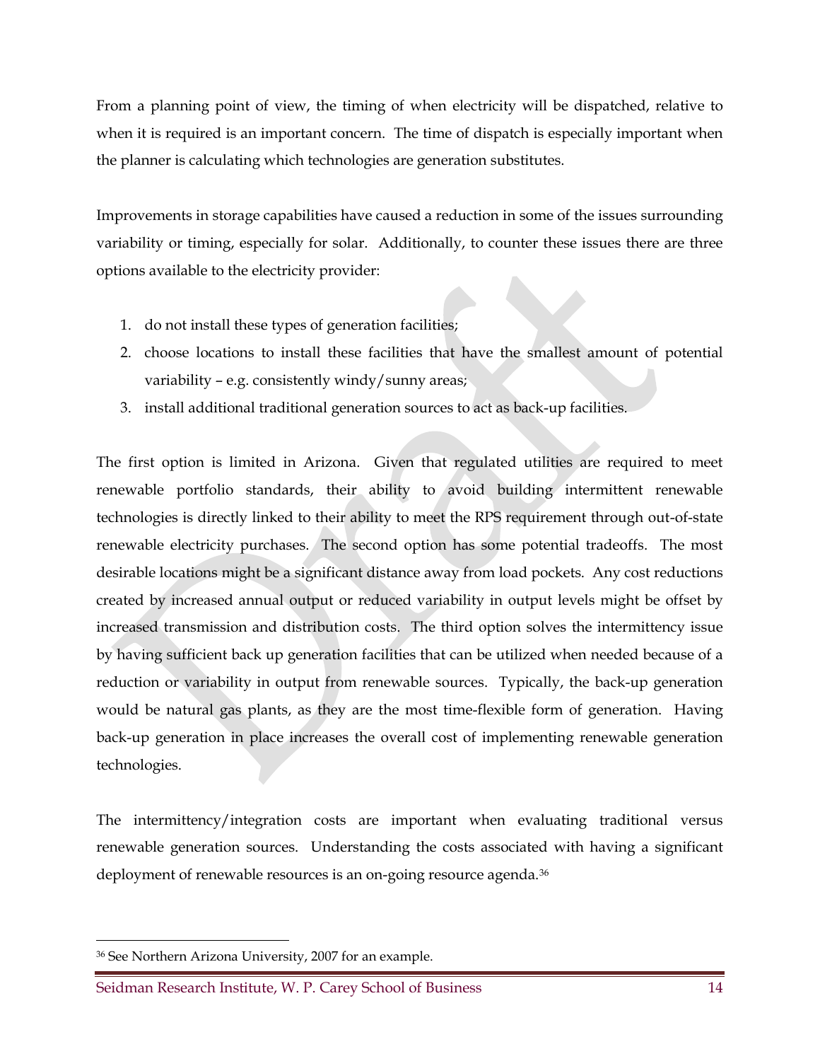From a planning point of view, the timing of when electricity will be dispatched, relative to when it is required is an important concern. The time of dispatch is especially important when the planner is calculating which technologies are generation substitutes.

Improvements in storage capabilities have caused a reduction in some of the issues surrounding variability or timing, especially for solar. Additionally, to counter these issues there are three options available to the electricity provider:

1. do not install these types of generation facilities;
2. choose locations to install these facilities that have the smallest amount of potential variability – e.g. consistently windy/sunny areas;
3. install additional traditional generation sources to act as back-up facilities.

The first option is limited in Arizona. Given that regulated utilities are required to meet renewable portfolio standards, their ability to avoid building intermittent renewable technologies is directly linked to their ability to meet the RPS requirement through out-of-state renewable electricity purchases. The second option has some potential tradeoffs. The most desirable locations might be a significant distance away from load pockets. Any cost reductions created by increased annual output or reduced variability in output levels might be offset by increased transmission and distribution costs. The third option solves the intermittency issue by having sufficient back up generation facilities that can be utilized when needed because of a reduction or variability in output from renewable sources. Typically, the back-up generation would be natural gas plants, as they are the most time-flexible form of generation. Having back-up generation in place increases the overall cost of implementing renewable generation technologies.

The intermittency/integration costs are important when evaluating traditional versus renewable generation sources. Understanding the costs associated with having a significant deployment of renewable resources is an on-going resource agenda.[36]

[36] See Northern Arizona University, 2007 for an example.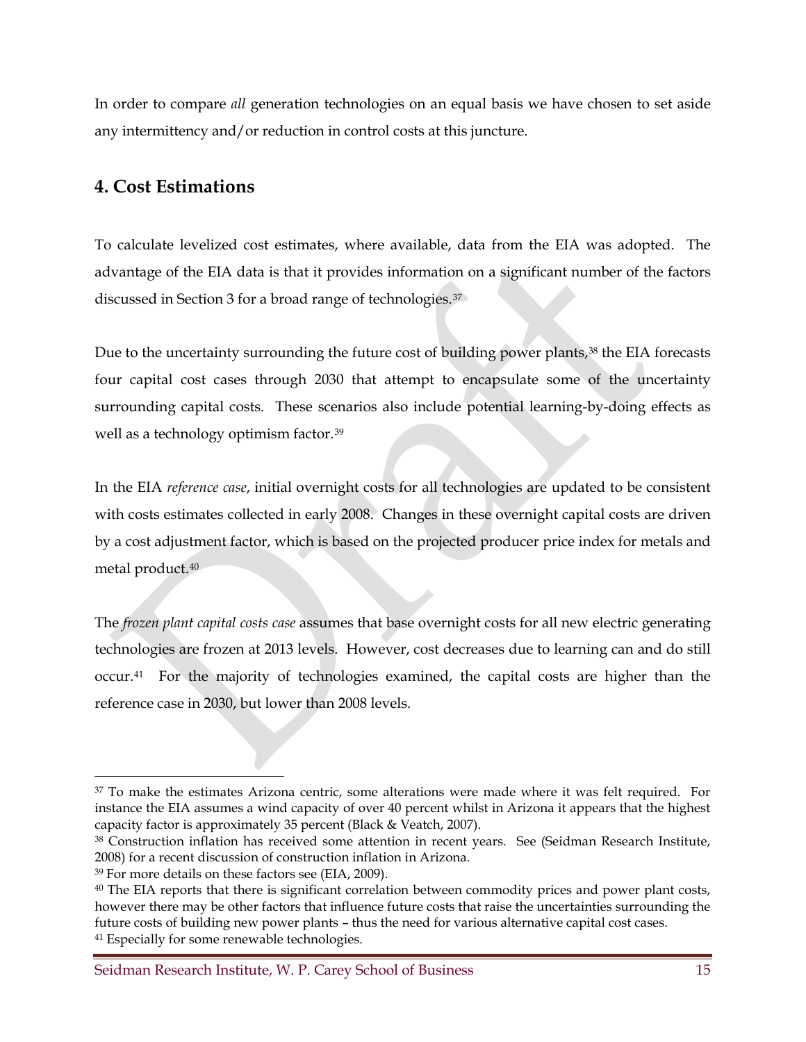In order to compare *all* generation technologies on an equal basis we have chosen to set aside any intermittency and/or reduction in control costs at this juncture.

## 4. Cost Estimations

To calculate levelized cost estimates, where available, data from the EIA was adopted. The advantage of the EIA data is that it provides information on a significant number of the factors discussed in Section 3 for a broad range of technologies.[37]

Due to the uncertainty surrounding the future cost of building power plants,[38] the EIA forecasts four capital cost cases through 2030 that attempt to encapsulate some of the uncertainty surrounding capital costs. These scenarios also include potential learning-by-doing effects as well as a technology optimism factor.[39]

In the EIA *reference case*, initial overnight costs for all technologies are updated to be consistent with costs estimates collected in early 2008. Changes in these overnight capital costs are driven by a cost adjustment factor, which is based on the projected producer price index for metals and metal product.[40]

The *frozen plant capital costs case* assumes that base overnight costs for all new electric generating technologies are frozen at 2013 levels. However, cost decreases due to learning can and do still occur.[41] For the majority of technologies examined, the capital costs are higher than the reference case in 2030, but lower than 2008 levels.

---

[37] To make the estimates Arizona centric, some alterations were made where it was felt required. For instance the EIA assumes a wind capacity of over 40 percent whilst in Arizona it appears that the highest capacity factor is approximately 35 percent (Black & Veatch, 2007).

[38] Construction inflation has received some attention in recent years. See (Seidman Research Institute, 2008) for a recent discussion of construction inflation in Arizona.

[39] For more details on these factors see (EIA, 2009).

[40] The EIA reports that there is significant correlation between commodity prices and power plant costs, however there may be other factors that influence future costs that raise the uncertainties surrounding the future costs of building new power plants – thus the need for various alternative capital cost cases.

[41] Especially for some renewable technologies.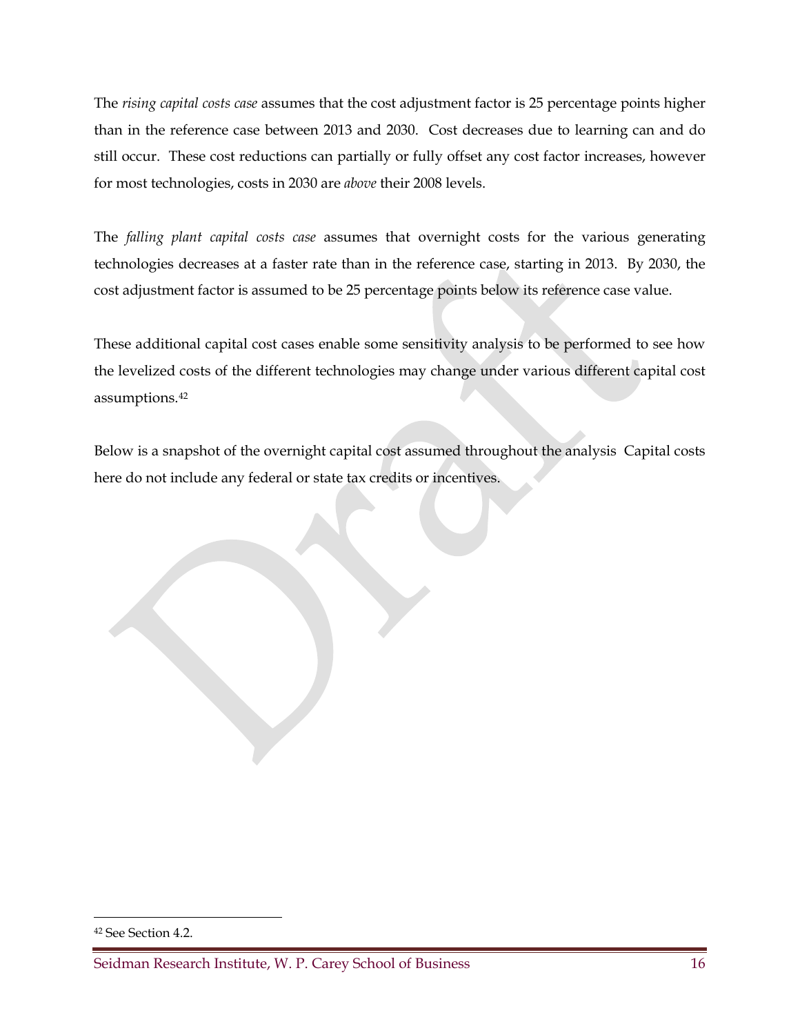The *rising capital costs case* assumes that the cost adjustment factor is 25 percentage points higher than in the reference case between 2013 and 2030. Cost decreases due to learning can and do still occur. These cost reductions can partially or fully offset any cost factor increases, however for most technologies, costs in 2030 are *above* their 2008 levels.

The *falling plant capital costs case* assumes that overnight costs for the various generating technologies decreases at a faster rate than in the reference case, starting in 2013. By 2030, the cost adjustment factor is assumed to be 25 percentage points below its reference case value.

These additional capital cost cases enable some sensitivity analysis to be performed to see how the levelized costs of the different technologies may change under various different capital cost assumptions.[42]

Below is a snapshot of the overnight capital cost assumed throughout the analysis Capital costs here do not include any federal or state tax credits or incentives.

[42] See Section 4.2.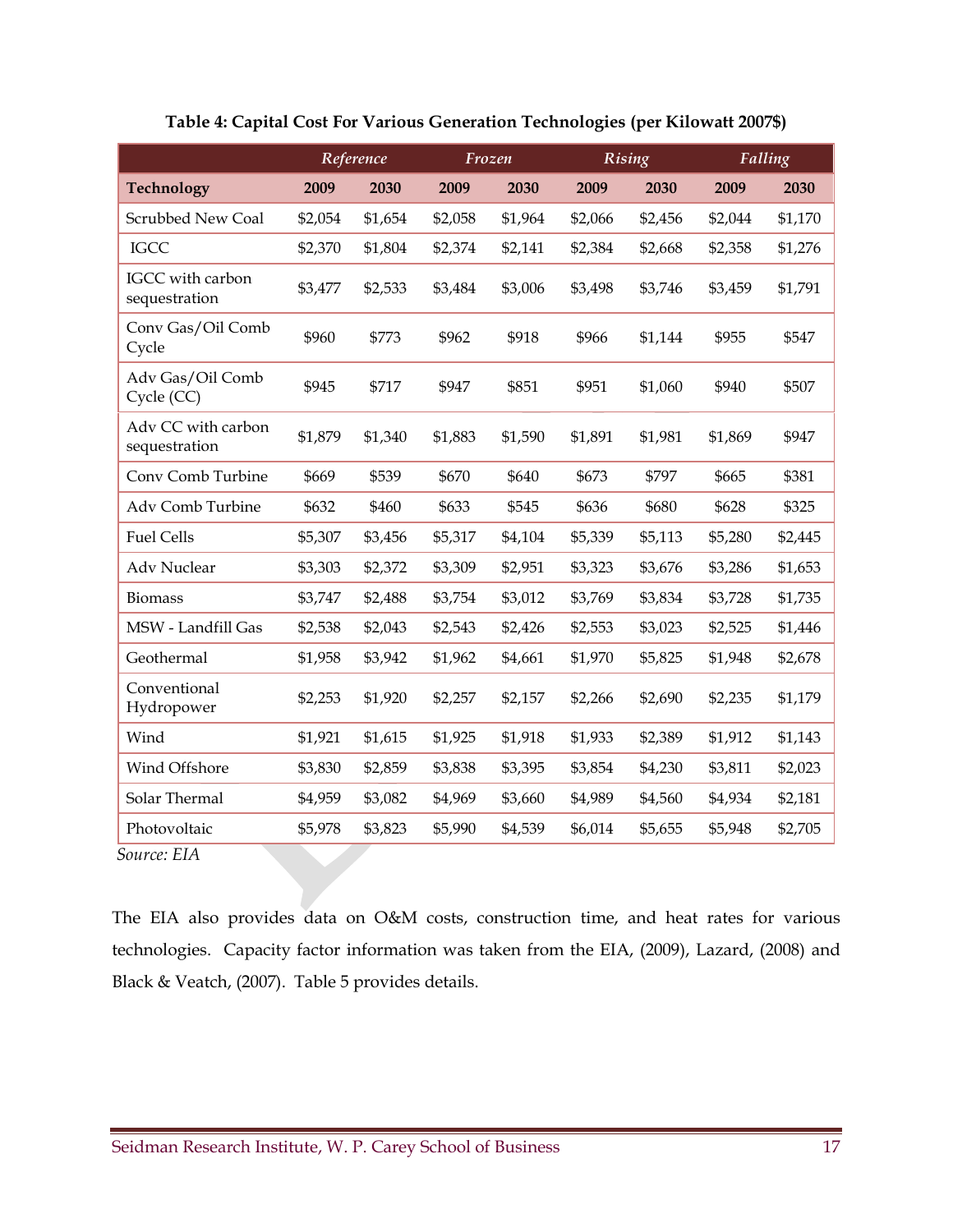**Table 4: Capital Cost For Various Generation Technologies (per Kilowatt 2007$)**

| | *Reference* | | *Frozen* | | *Rising* | | *Falling* | |
|---|---|---|---|---|---|---|---|---|
| **Technology** | **2009** | **2030** | **2009** | **2030** | **2009** | **2030** | **2009** | **2030** |
| Scrubbed New Coal | $2,054 | $1,654 | $2,058 | $1,964 | $2,066 | $2,456 | $2,044 | $1,170 |
| IGCC | $2,370 | $1,804 | $2,374 | $2,141 | $2,384 | $2,668 | $2,358 | $1,276 |
| IGCC with carbon sequestration | $3,477 | $2,533 | $3,484 | $3,006 | $3,498 | $3,746 | $3,459 | $1,791 |
| Conv Gas/Oil Comb Cycle | $960 | $773 | $962 | $918 | $966 | $1,144 | $955 | $547 |
| Adv Gas/Oil Comb Cycle (CC) | $945 | $717 | $947 | $851 | $951 | $1,060 | $940 | $507 |
| Adv CC with carbon sequestration | $1,879 | $1,340 | $1,883 | $1,590 | $1,891 | $1,981 | $1,869 | $947 |
| Conv Comb Turbine | $669 | $539 | $670 | $640 | $673 | $797 | $665 | $381 |
| Adv Comb Turbine | $632 | $460 | $633 | $545 | $636 | $680 | $628 | $325 |
| Fuel Cells | $5,307 | $3,456 | $5,317 | $4,104 | $5,339 | $5,113 | $5,280 | $2,445 |
| Adv Nuclear | $3,303 | $2,372 | $3,309 | $2,951 | $3,323 | $3,676 | $3,286 | $1,653 |
| Biomass | $3,747 | $2,488 | $3,754 | $3,012 | $3,769 | $3,834 | $3,728 | $1,735 |
| MSW - Landfill Gas | $2,538 | $2,043 | $2,543 | $2,426 | $2,553 | $3,023 | $2,525 | $1,446 |
| Geothermal | $1,958 | $3,942 | $1,962 | $4,661 | $1,970 | $5,825 | $1,948 | $2,678 |
| Conventional Hydropower | $2,253 | $1,920 | $2,257 | $2,157 | $2,266 | $2,690 | $2,235 | $1,179 |
| Wind | $1,921 | $1,615 | $1,925 | $1,918 | $1,933 | $2,389 | $1,912 | $1,143 |
| Wind Offshore | $3,830 | $2,859 | $3,838 | $3,395 | $3,854 | $4,230 | $3,811 | $2,023 |
| Solar Thermal | $4,959 | $3,082 | $4,969 | $3,660 | $4,989 | $4,560 | $4,934 | $2,181 |
| Photovoltaic | $5,978 | $3,823 | $5,990 | $4,539 | $6,014 | $5,655 | $5,948 | $2,705 |

*Source: EIA*

The EIA also provides data on O&M costs, construction time, and heat rates for various technologies. Capacity factor information was taken from the EIA, (2009), Lazard, (2008) and Black & Veatch, (2007). Table 5 provides details.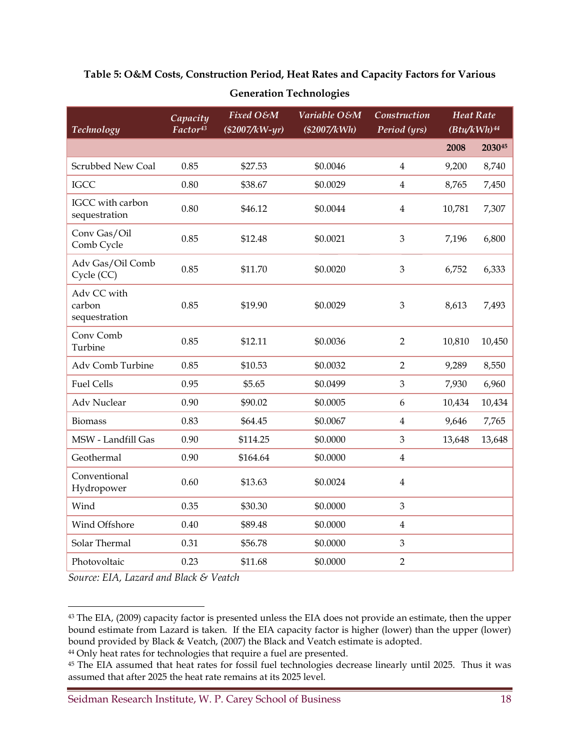**Table 5: O&M Costs, Construction Period, Heat Rates and Capacity Factors for Various Generation Technologies**

| *Technology* | *Capacity Factor*[43] | *Fixed O&M ($2007/kW-yr)* | *Variable O&M ($2007/kWh)* | *Construction Period (yrs)* | *Heat Rate (Btu/kWh)*[44] | |
|---|---|---|---|---|---|---|
| | | | | | **2008** | **2030**[45] |
| Scrubbed New Coal | 0.85 | $27.53 | $0.0046 | 4 | 9,200 | 8,740 |
| IGCC | 0.80 | $38.67 | $0.0029 | 4 | 8,765 | 7,450 |
| IGCC with carbon sequestration | 0.80 | $46.12 | $0.0044 | 4 | 10,781 | 7,307 |
| Conv Gas/Oil Comb Cycle | 0.85 | $12.48 | $0.0021 | 3 | 7,196 | 6,800 |
| Adv Gas/Oil Comb Cycle (CC) | 0.85 | $11.70 | $0.0020 | 3 | 6,752 | 6,333 |
| Adv CC with carbon sequestration | 0.85 | $19.90 | $0.0029 | 3 | 8,613 | 7,493 |
| Conv Comb Turbine | 0.85 | $12.11 | $0.0036 | 2 | 10,810 | 10,450 |
| Adv Comb Turbine | 0.85 | $10.53 | $0.0032 | 2 | 9,289 | 8,550 |
| Fuel Cells | 0.95 | $5.65 | $0.0499 | 3 | 7,930 | 6,960 |
| Adv Nuclear | 0.90 | $90.02 | $0.0005 | 6 | 10,434 | 10,434 |
| Biomass | 0.83 | $64.45 | $0.0067 | 4 | 9,646 | 7,765 |
| MSW - Landfill Gas | 0.90 | $114.25 | $0.0000 | 3 | 13,648 | 13,648 |
| Geothermal | 0.90 | $164.64 | $0.0000 | 4 | | |
| Conventional Hydropower | 0.60 | $13.63 | $0.0024 | 4 | | |
| Wind | 0.35 | $30.30 | $0.0000 | 3 | | |
| Wind Offshore | 0.40 | $89.48 | $0.0000 | 4 | | |
| Solar Thermal | 0.31 | $56.78 | $0.0000 | 3 | | |
| Photovoltaic | 0.23 | $11.68 | $0.0000 | 2 | | |

*Source: EIA, Lazard and Black & Veatch*

[43] The EIA, (2009) capacity factor is presented unless the EIA does not provide an estimate, then the upper bound estimate from Lazard is taken. If the EIA capacity factor is higher (lower) than the upper (lower) bound provided by Black & Veatch, (2007) the Black and Veatch estimate is adopted.

[44] Only heat rates for technologies that require a fuel are presented.

[45] The EIA assumed that heat rates for fossil fuel technologies decrease linearly until 2025. Thus it was assumed that after 2025 the heat rate remains at its 2025 level.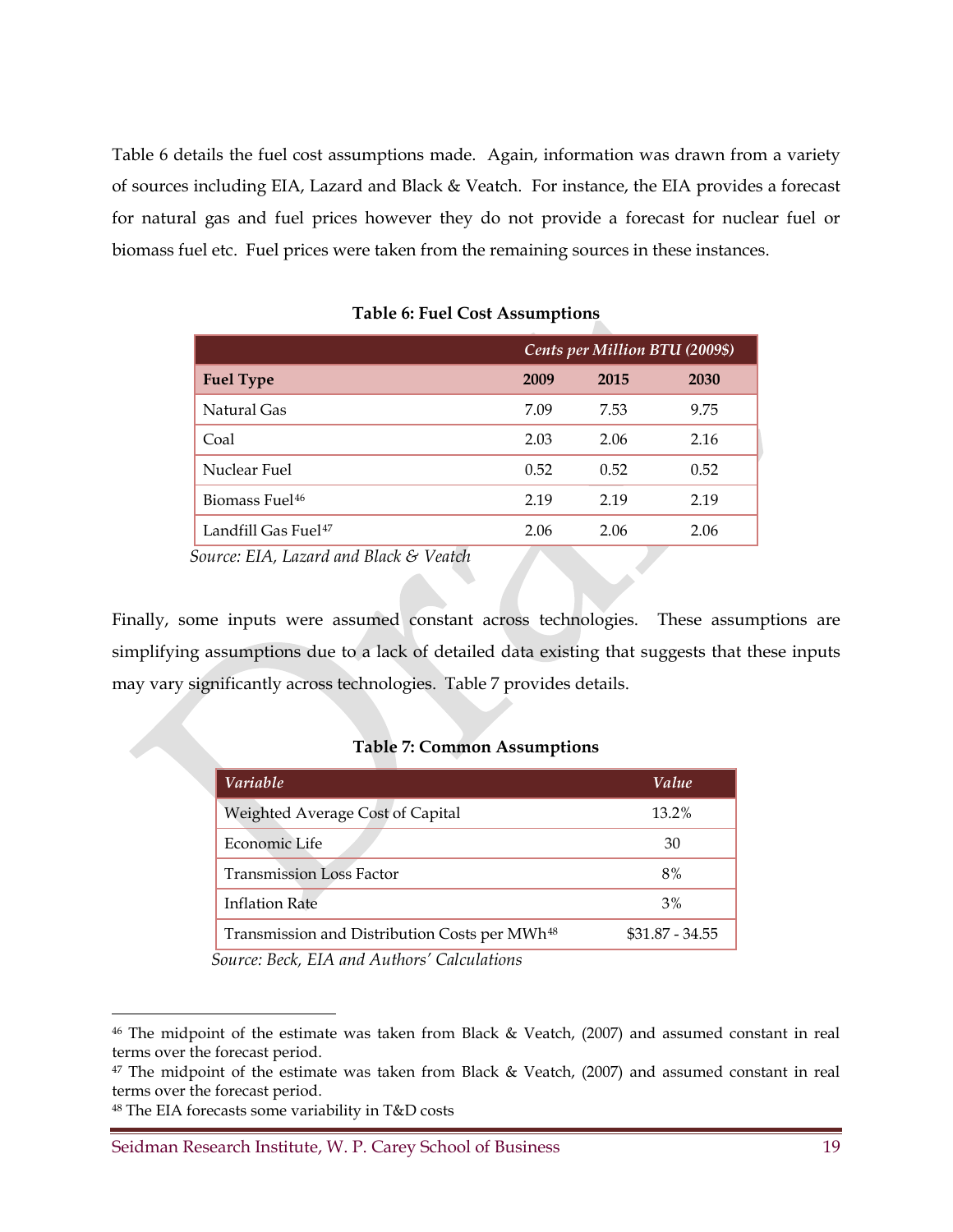Table 6 details the fuel cost assumptions made. Again, information was drawn from a variety of sources including EIA, Lazard and Black & Veatch. For instance, the EIA provides a forecast for natural gas and fuel prices however they do not provide a forecast for nuclear fuel or biomass fuel etc. Fuel prices were taken from the remaining sources in these instances.

**Table 6: Fuel Cost Assumptions**

| | *Cents per Million BTU (2009$)* | | |
|---|---|---|---|
| **Fuel Type** | **2009** | **2015** | **2030** |
| Natural Gas | 7.09 | 7.53 | 9.75 |
| Coal | 2.03 | 2.06 | 2.16 |
| Nuclear Fuel | 0.52 | 0.52 | 0.52 |
| Biomass Fuel[46] | 2.19 | 2.19 | 2.19 |
| Landfill Gas Fuel[47] | 2.06 | 2.06 | 2.06 |

*Source: EIA, Lazard and Black & Veatch*

Finally, some inputs were assumed constant across technologies. These assumptions are simplifying assumptions due to a lack of detailed data existing that suggests that these inputs may vary significantly across technologies. Table 7 provides details.

**Table 7: Common Assumptions**

| *Variable* | *Value* |
|---|---|
| Weighted Average Cost of Capital | 13.2% |
| Economic Life | 30 |
| Transmission Loss Factor | 8% |
| Inflation Rate | 3% |
| Transmission and Distribution Costs per MWh[48] | $31.87 - 34.55 |

*Source: Beck, EIA and Authors' Calculations*

[46] The midpoint of the estimate was taken from Black & Veatch, (2007) and assumed constant in real terms over the forecast period.

[47] The midpoint of the estimate was taken from Black & Veatch, (2007) and assumed constant in real terms over the forecast period.

[48] The EIA forecasts some variability in T&D costs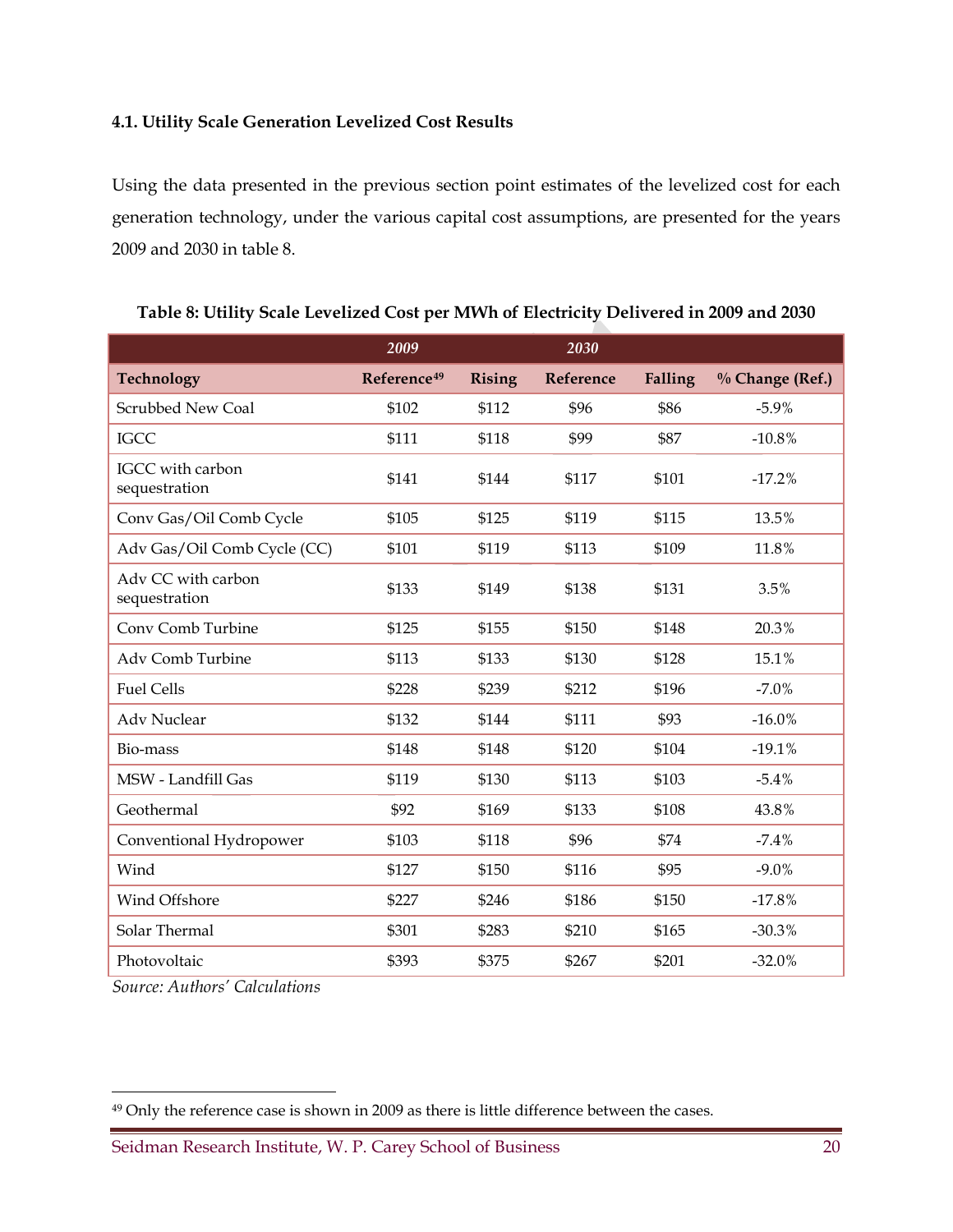### 4.1. Utility Scale Generation Levelized Cost Results

Using the data presented in the previous section point estimates of the levelized cost for each generation technology, under the various capital cost assumptions, are presented for the years 2009 and 2030 in table 8.

**Table 8: Utility Scale Levelized Cost per MWh of Electricity Delivered in 2009 and 2030**

| | *2009* | *2030* | | | |
|---|---|---|---|---|---|
| **Technology** | **Reference[49]** | **Rising** | **Reference** | **Falling** | **% Change (Ref.)** |
| Scrubbed New Coal | $102 | $112 | $96 | $86 | -5.9% |
| IGCC | $111 | $118 | $99 | $87 | -10.8% |
| IGCC with carbon sequestration | $141 | $144 | $117 | $101 | -17.2% |
| Conv Gas/Oil Comb Cycle | $105 | $125 | $119 | $115 | 13.5% |
| Adv Gas/Oil Comb Cycle (CC) | $101 | $119 | $113 | $109 | 11.8% |
| Adv CC with carbon sequestration | $133 | $149 | $138 | $131 | 3.5% |
| Conv Comb Turbine | $125 | $155 | $150 | $148 | 20.3% |
| Adv Comb Turbine | $113 | $133 | $130 | $128 | 15.1% |
| Fuel Cells | $228 | $239 | $212 | $196 | -7.0% |
| Adv Nuclear | $132 | $144 | $111 | $93 | -16.0% |
| Bio-mass | $148 | $148 | $120 | $104 | -19.1% |
| MSW - Landfill Gas | $119 | $130 | $113 | $103 | -5.4% |
| Geothermal | $92 | $169 | $133 | $108 | 43.8% |
| Conventional Hydropower | $103 | $118 | $96 | $74 | -7.4% |
| Wind | $127 | $150 | $116 | $95 | -9.0% |
| Wind Offshore | $227 | $246 | $186 | $150 | -17.8% |
| Solar Thermal | $301 | $283 | $210 | $165 | -30.3% |
| Photovoltaic | $393 | $375 | $267 | $201 | -32.0% |

*Source: Authors' Calculations*

[49] Only the reference case is shown in 2009 as there is little difference between the cases.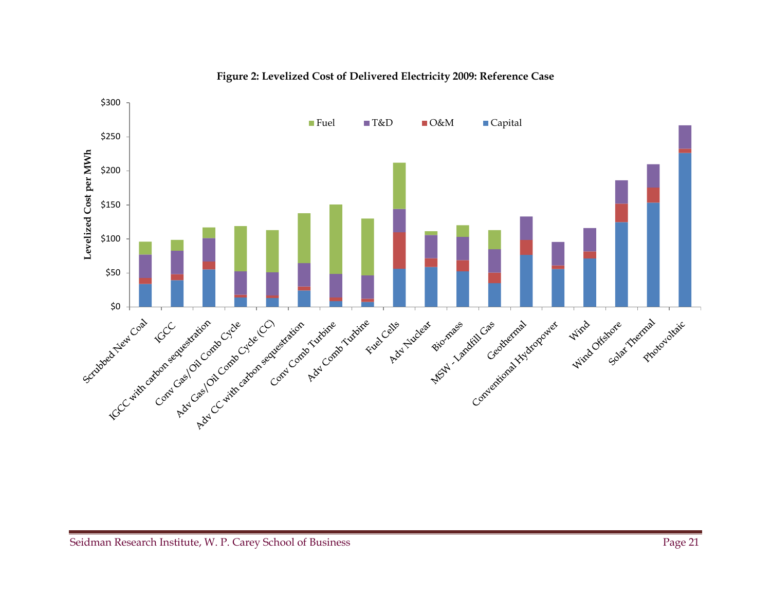**Figure 2: Levelized Cost of Delivered Electricity 2009: Reference Case**

$300
$250
$200
$150
$100
$50
$0

Levelized Cost per MWh

Fuel
T&D
O&M
Capital

Scrubbed New Coal
IGCC
IGCC with carbon sequestration
Conv Gas/Oil Comb Cycle
Adv Gas/Oil Comb Cycle (CC)
Adv CC with carbon sequestration
Conv Comb Turbine
Adv Comb Turbine
Fuel Cells
Adv Nuclear
Bio-mass
MSW - Landfill Gas
Geothermal
Conventional Hydropower
Wind
Wind Offshore
Solar Thermal
Photovoltaic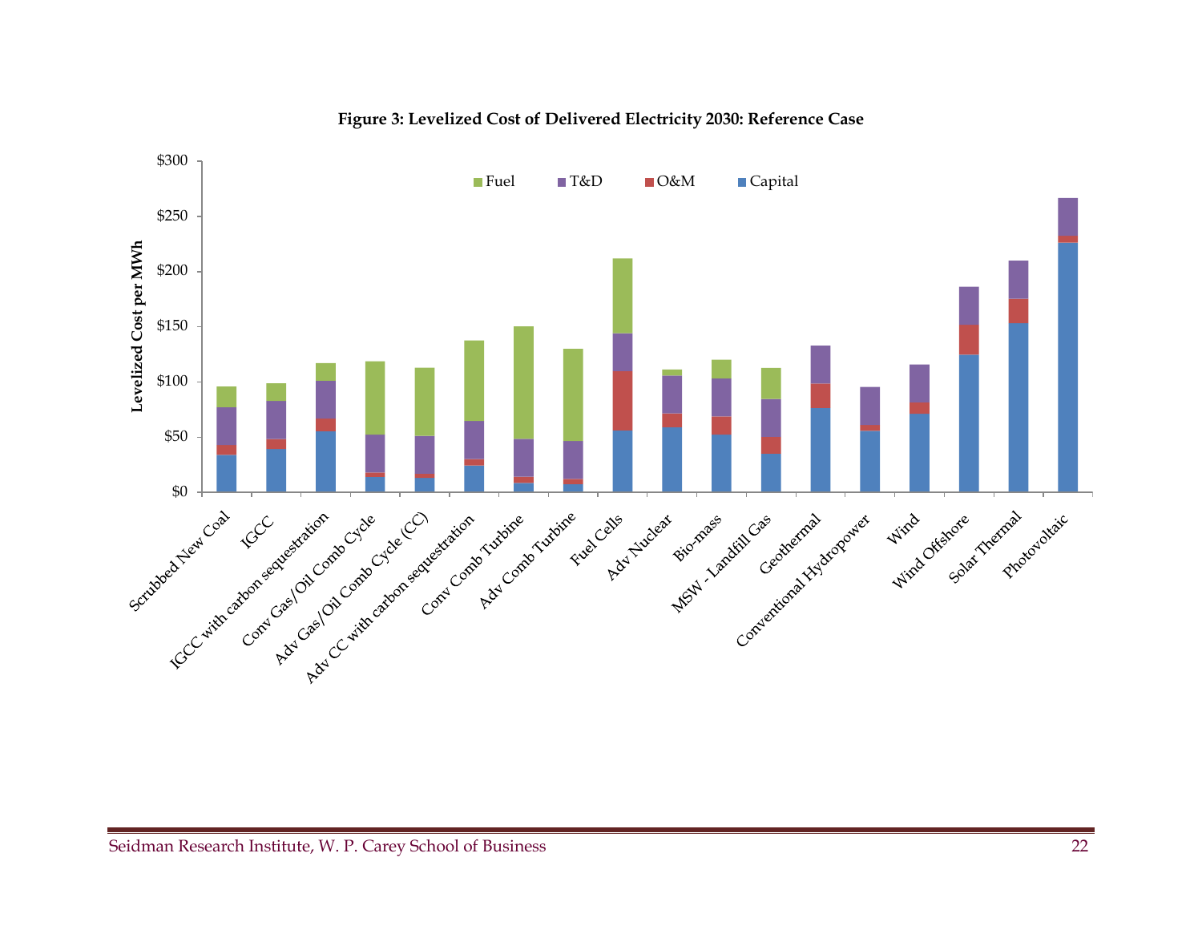**Figure 3: Levelized Cost of Delivered Electricity 2030: Reference Case**

Levelized Cost per MWh

$300
$250
$200
$150
$100
$50
$0

Fuel
T&D
O&M
Capital

Scrubbed New Coal
IGCC
IGCC with carbon sequestration
Conv Gas/Oil Comb Cycle
Adv Gas/Oil Comb Cycle (CC)
Adv CC with carbon sequestration
Conv Comb Turbine
Adv Comb Turbine
Fuel Cells
Adv Nuclear
Bio-mass
MSW - Landfill Gas
Geothermal
Conventional Hydropower
Wind
Wind Offshore
Solar Thermal
Photovoltaic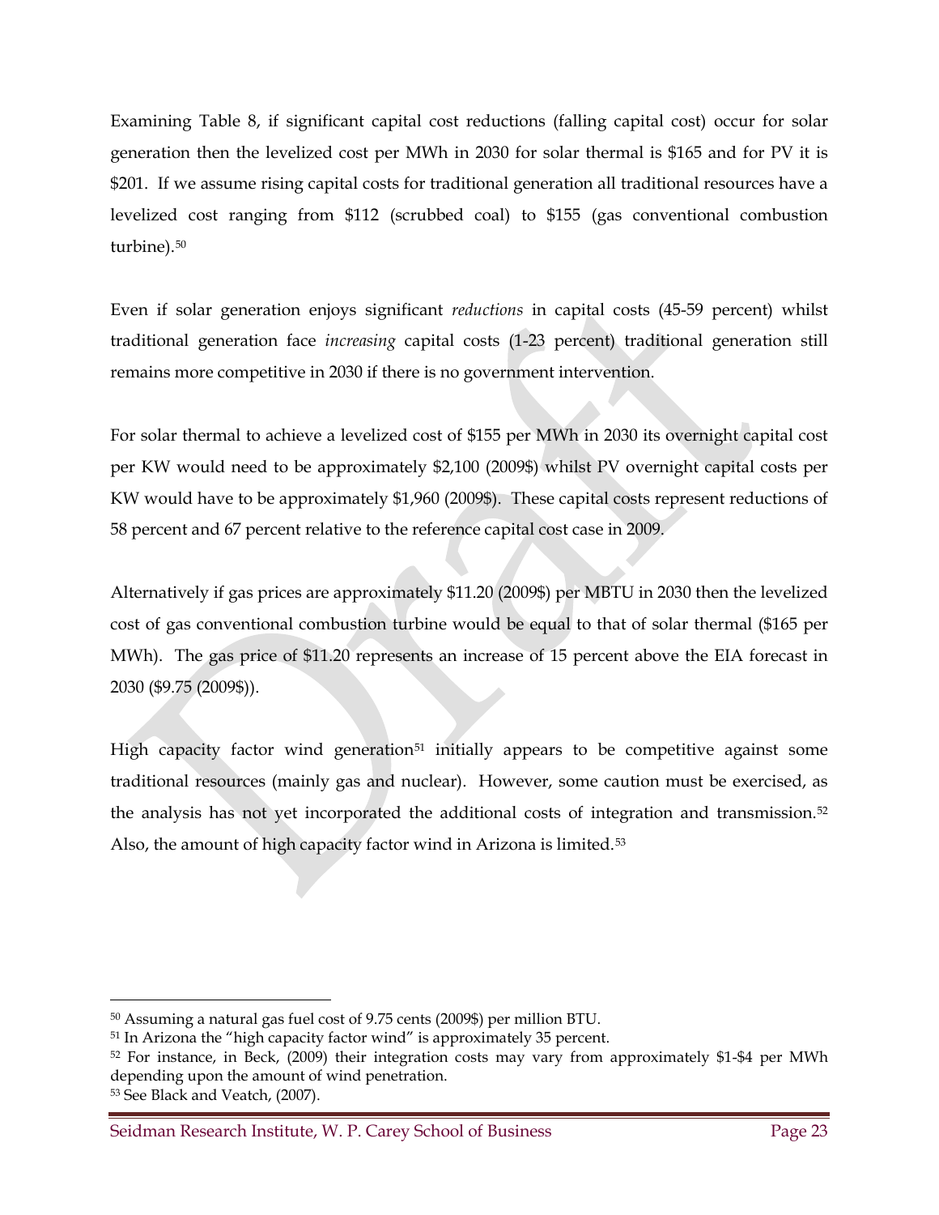Examining Table 8, if significant capital cost reductions (falling capital cost) occur for solar generation then the levelized cost per MWh in 2030 for solar thermal is $165 and for PV it is $201. If we assume rising capital costs for traditional generation all traditional resources have a levelized cost ranging from $112 (scrubbed coal) to $155 (gas conventional combustion turbine).[50]

Even if solar generation enjoys significant *reductions* in capital costs (45-59 percent) whilst traditional generation face *increasing* capital costs (1-23 percent) traditional generation still remains more competitive in 2030 if there is no government intervention.

For solar thermal to achieve a levelized cost of $155 per MWh in 2030 its overnight capital cost per KW would need to be approximately $2,100 (2009$) whilst PV overnight capital costs per KW would have to be approximately $1,960 (2009$). These capital costs represent reductions of 58 percent and 67 percent relative to the reference capital cost case in 2009.

Alternatively if gas prices are approximately $11.20 (2009$) per MBTU in 2030 then the levelized cost of gas conventional combustion turbine would be equal to that of solar thermal ($165 per MWh). The gas price of $11.20 represents an increase of 15 percent above the EIA forecast in 2030 ($9.75 (2009$)).

High capacity factor wind generation[51] initially appears to be competitive against some traditional resources (mainly gas and nuclear). However, some caution must be exercised, as the analysis has not yet incorporated the additional costs of integration and transmission.[52] Also, the amount of high capacity factor wind in Arizona is limited.[53]

---

[50] Assuming a natural gas fuel cost of 9.75 cents (2009$) per million BTU.

[51] In Arizona the "high capacity factor wind" is approximately 35 percent.

[52] For instance, in Beck, (2009) their integration costs may vary from approximately $1-$4 per MWh depending upon the amount of wind penetration.

[53] See Black and Veatch, (2007).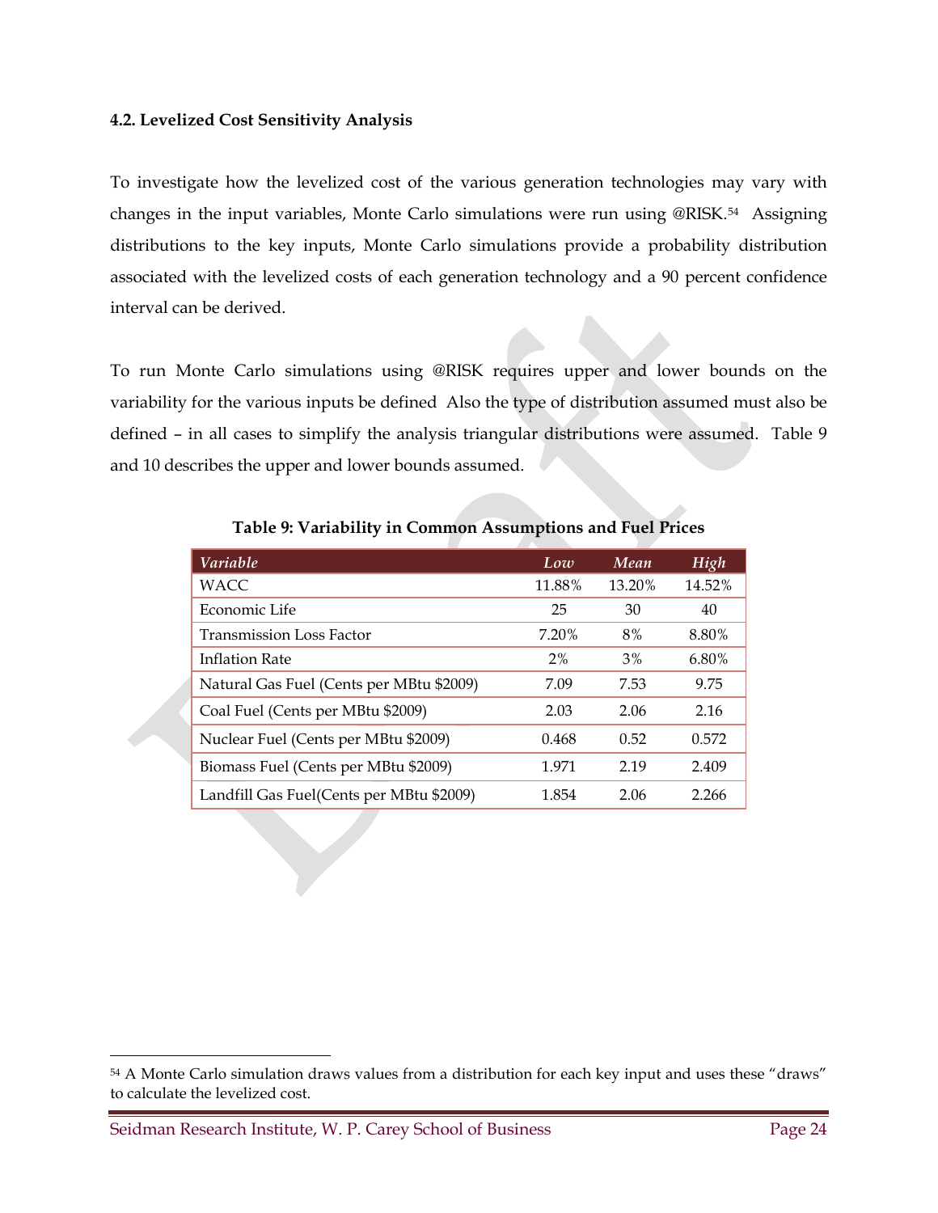### 4.2. Levelized Cost Sensitivity Analysis

To investigate how the levelized cost of the various generation technologies may vary with changes in the input variables, Monte Carlo simulations were run using @RISK.[54] Assigning distributions to the key inputs, Monte Carlo simulations provide a probability distribution associated with the levelized costs of each generation technology and a 90 percent confidence interval can be derived.

To run Monte Carlo simulations using @RISK requires upper and lower bounds on the variability for the various inputs be defined Also the type of distribution assumed must also be defined – in all cases to simplify the analysis triangular distributions were assumed. Table 9 and 10 describes the upper and lower bounds assumed.

**Table 9: Variability in Common Assumptions and Fuel Prices**

| *Variable* | *Low* | *Mean* | *High* |
|---|---|---|---|
| WACC | 11.88% | 13.20% | 14.52% |
| Economic Life | 25 | 30 | 40 |
| Transmission Loss Factor | 7.20% | 8% | 8.80% |
| Inflation Rate | 2% | 3% | 6.80% |
| Natural Gas Fuel (Cents per MBtu $2009) | 7.09 | 7.53 | 9.75 |
| Coal Fuel (Cents per MBtu $2009) | 2.03 | 2.06 | 2.16 |
| Nuclear Fuel (Cents per MBtu $2009) | 0.468 | 0.52 | 0.572 |
| Biomass Fuel (Cents per MBtu $2009) | 1.971 | 2.19 | 2.409 |
| Landfill Gas Fuel(Cents per MBtu $2009) | 1.854 | 2.06 | 2.266 |

[54] A Monte Carlo simulation draws values from a distribution for each key input and uses these "draws" to calculate the levelized cost.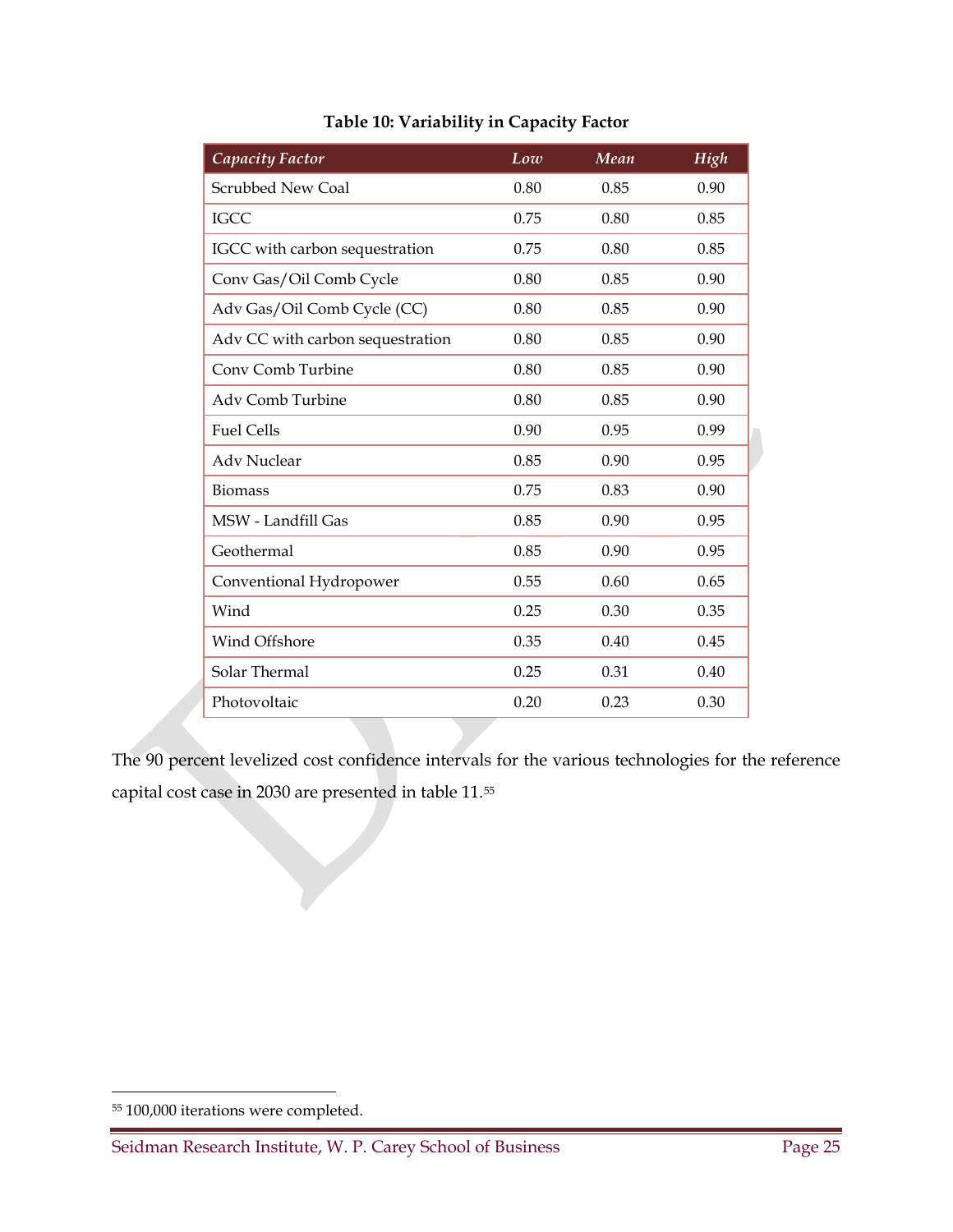**Table 10: Variability in Capacity Factor**

| *Capacity Factor* | *Low* | *Mean* | *High* |
|---|---|---|---|
| Scrubbed New Coal | 0.80 | 0.85 | 0.90 |
| IGCC | 0.75 | 0.80 | 0.85 |
| IGCC with carbon sequestration | 0.75 | 0.80 | 0.85 |
| Conv Gas/Oil Comb Cycle | 0.80 | 0.85 | 0.90 |
| Adv Gas/Oil Comb Cycle (CC) | 0.80 | 0.85 | 0.90 |
| Adv CC with carbon sequestration | 0.80 | 0.85 | 0.90 |
| Conv Comb Turbine | 0.80 | 0.85 | 0.90 |
| Adv Comb Turbine | 0.80 | 0.85 | 0.90 |
| Fuel Cells | 0.90 | 0.95 | 0.99 |
| Adv Nuclear | 0.85 | 0.90 | 0.95 |
| Biomass | 0.75 | 0.83 | 0.90 |
| MSW - Landfill Gas | 0.85 | 0.90 | 0.95 |
| Geothermal | 0.85 | 0.90 | 0.95 |
| Conventional Hydropower | 0.55 | 0.60 | 0.65 |
| Wind | 0.25 | 0.30 | 0.35 |
| Wind Offshore | 0.35 | 0.40 | 0.45 |
| Solar Thermal | 0.25 | 0.31 | 0.40 |
| Photovoltaic | 0.20 | 0.23 | 0.30 |

The 90 percent levelized cost confidence intervals for the various technologies for the reference capital cost case in 2030 are presented in table 11.[55]

[55] 100,000 iterations were completed.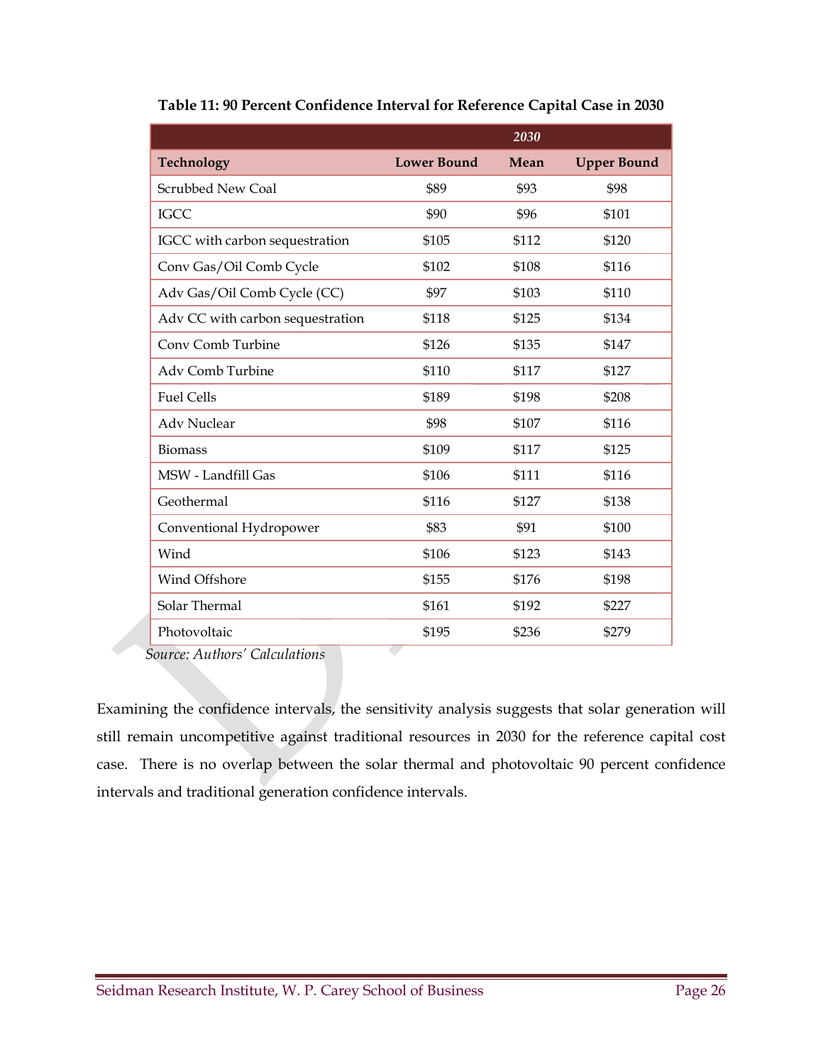**Table 11: 90 Percent Confidence Interval for Reference Capital Case in 2030**

| | | *2030* | |
|---|---|---|---|
| **Technology** | **Lower Bound** | **Mean** | **Upper Bound** |
| Scrubbed New Coal | $89 | $93 | $98 |
| IGCC | $90 | $96 | $101 |
| IGCC with carbon sequestration | $105 | $112 | $120 |
| Conv Gas/Oil Comb Cycle | $102 | $108 | $116 |
| Adv Gas/Oil Comb Cycle (CC) | $97 | $103 | $110 |
| Adv CC with carbon sequestration | $118 | $125 | $134 |
| Conv Comb Turbine | $126 | $135 | $147 |
| Adv Comb Turbine | $110 | $117 | $127 |
| Fuel Cells | $189 | $198 | $208 |
| Adv Nuclear | $98 | $107 | $116 |
| Biomass | $109 | $117 | $125 |
| MSW - Landfill Gas | $106 | $111 | $116 |
| Geothermal | $116 | $127 | $138 |
| Conventional Hydropower | $83 | $91 | $100 |
| Wind | $106 | $123 | $143 |
| Wind Offshore | $155 | $176 | $198 |
| Solar Thermal | $161 | $192 | $227 |
| Photovoltaic | $195 | $236 | $279 |

*Source: Authors' Calculations*

Examining the confidence intervals, the sensitivity analysis suggests that solar generation will still remain uncompetitive against traditional resources in 2030 for the reference capital cost case. There is no overlap between the solar thermal and photovoltaic 90 percent confidence intervals and traditional generation confidence intervals.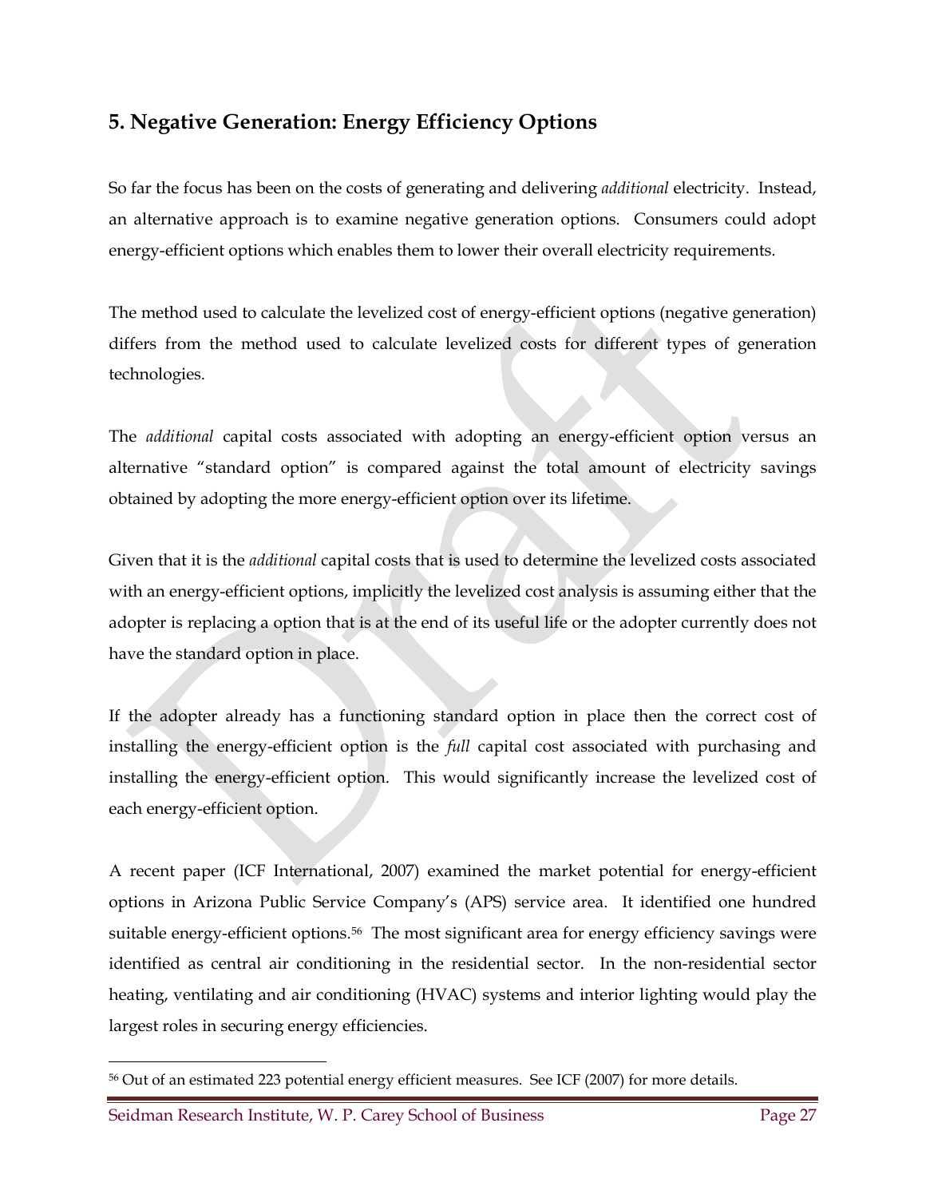## 5. Negative Generation: Energy Efficiency Options

So far the focus has been on the costs of generating and delivering *additional* electricity. Instead, an alternative approach is to examine negative generation options. Consumers could adopt energy-efficient options which enables them to lower their overall electricity requirements.

The method used to calculate the levelized cost of energy-efficient options (negative generation) differs from the method used to calculate levelized costs for different types of generation technologies.

The *additional* capital costs associated with adopting an energy-efficient option versus an alternative "standard option" is compared against the total amount of electricity savings obtained by adopting the more energy-efficient option over its lifetime.

Given that it is the *additional* capital costs that is used to determine the levelized costs associated with an energy-efficient options, implicitly the levelized cost analysis is assuming either that the adopter is replacing a option that is at the end of its useful life or the adopter currently does not have the standard option in place.

If the adopter already has a functioning standard option in place then the correct cost of installing the energy-efficient option is the *full* capital cost associated with purchasing and installing the energy-efficient option. This would significantly increase the levelized cost of each energy-efficient option.

A recent paper (ICF International, 2007) examined the market potential for energy-efficient options in Arizona Public Service Company's (APS) service area. It identified one hundred suitable energy-efficient options.[56] The most significant area for energy efficiency savings were identified as central air conditioning in the residential sector. In the non-residential sector heating, ventilating and air conditioning (HVAC) systems and interior lighting would play the largest roles in securing energy efficiencies.

[56] Out of an estimated 223 potential energy efficient measures. See ICF (2007) for more details.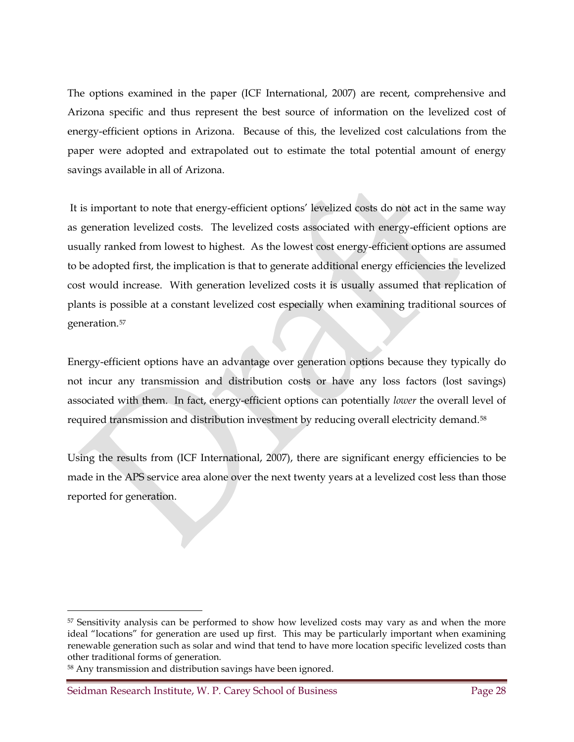The options examined in the paper (ICF International, 2007) are recent, comprehensive and Arizona specific and thus represent the best source of information on the levelized cost of energy-efficient options in Arizona. Because of this, the levelized cost calculations from the paper were adopted and extrapolated out to estimate the total potential amount of energy savings available in all of Arizona.

It is important to note that energy-efficient options' levelized costs do not act in the same way as generation levelized costs. The levelized costs associated with energy-efficient options are usually ranked from lowest to highest. As the lowest cost energy-efficient options are assumed to be adopted first, the implication is that to generate additional energy efficiencies the levelized cost would increase. With generation levelized costs it is usually assumed that replication of plants is possible at a constant levelized cost especially when examining traditional sources of generation.[57]

Energy-efficient options have an advantage over generation options because they typically do not incur any transmission and distribution costs or have any loss factors (lost savings) associated with them. In fact, energy-efficient options can potentially *lower* the overall level of required transmission and distribution investment by reducing overall electricity demand.[58]

Using the results from (ICF International, 2007), there are significant energy efficiencies to be made in the APS service area alone over the next twenty years at a levelized cost less than those reported for generation.

[57] Sensitivity analysis can be performed to show how levelized costs may vary as and when the more ideal "locations" for generation are used up first. This may be particularly important when examining renewable generation such as solar and wind that tend to have more location specific levelized costs than other traditional forms of generation.

[58] Any transmission and distribution savings have been ignored.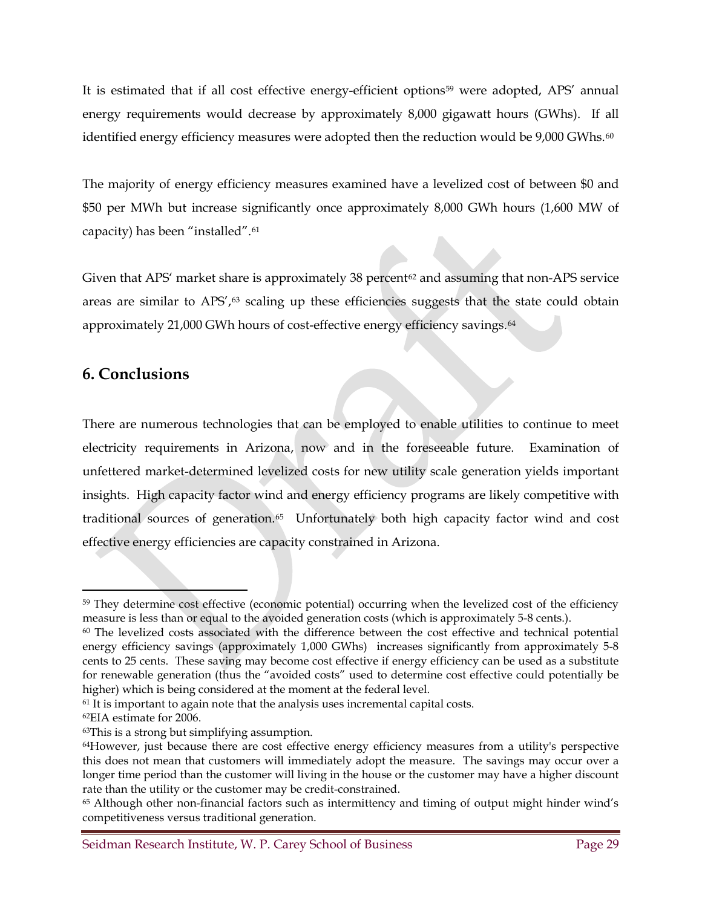It is estimated that if all cost effective energy-efficient options[59] were adopted, APS' annual energy requirements would decrease by approximately 8,000 gigawatt hours (GWhs). If all identified energy efficiency measures were adopted then the reduction would be 9,000 GWhs.[60]

The majority of energy efficiency measures examined have a levelized cost of between $0 and $50 per MWh but increase significantly once approximately 8,000 GWh hours (1,600 MW of capacity) has been "installed".[61]

Given that APS' market share is approximately 38 percent[62] and assuming that non-APS service areas are similar to APS',[63] scaling up these efficiencies suggests that the state could obtain approximately 21,000 GWh hours of cost-effective energy efficiency savings.[64]

## 6. Conclusions

There are numerous technologies that can be employed to enable utilities to continue to meet electricity requirements in Arizona, now and in the foreseeable future. Examination of unfettered market-determined levelized costs for new utility scale generation yields important insights. High capacity factor wind and energy efficiency programs are likely competitive with traditional sources of generation.[65] Unfortunately both high capacity factor wind and cost effective energy efficiencies are capacity constrained in Arizona.

---

[59] They determine cost effective (economic potential) occurring when the levelized cost of the efficiency measure is less than or equal to the avoided generation costs (which is approximately 5-8 cents.).

[60] The levelized costs associated with the difference between the cost effective and technical potential energy efficiency savings (approximately 1,000 GWhs) increases significantly from approximately 5-8 cents to 25 cents. These saving may become cost effective if energy efficiency can be used as a substitute for renewable generation (thus the "avoided costs" used to determine cost effective could potentially be higher) which is being considered at the moment at the federal level.

[61] It is important to again note that the analysis uses incremental capital costs.

[62] EIA estimate for 2006.

[63] This is a strong but simplifying assumption.

[64] However, just because there are cost effective energy efficiency measures from a utility's perspective this does not mean that customers will immediately adopt the measure. The savings may occur over a longer time period than the customer will living in the house or the customer may have a higher discount rate than the utility or the customer may be credit-constrained.

[65] Although other non-financial factors such as intermittency and timing of output might hinder wind's competitiveness versus traditional generation.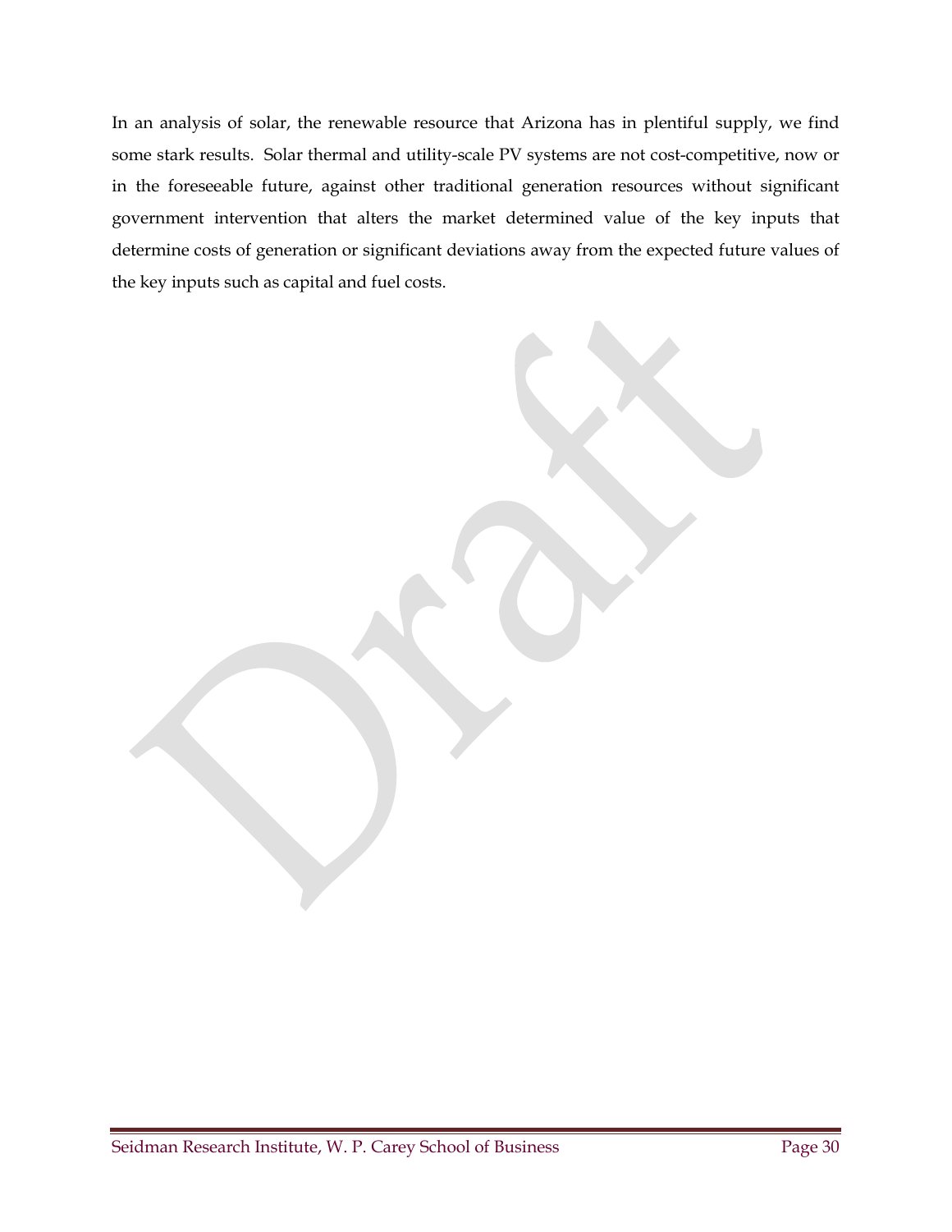In an analysis of solar, the renewable resource that Arizona has in plentiful supply, we find some stark results. Solar thermal and utility-scale PV systems are not cost-competitive, now or in the foreseeable future, against other traditional generation resources without significant government intervention that alters the market determined value of the key inputs that determine costs of generation or significant deviations away from the expected future values of the key inputs such as capital and fuel costs.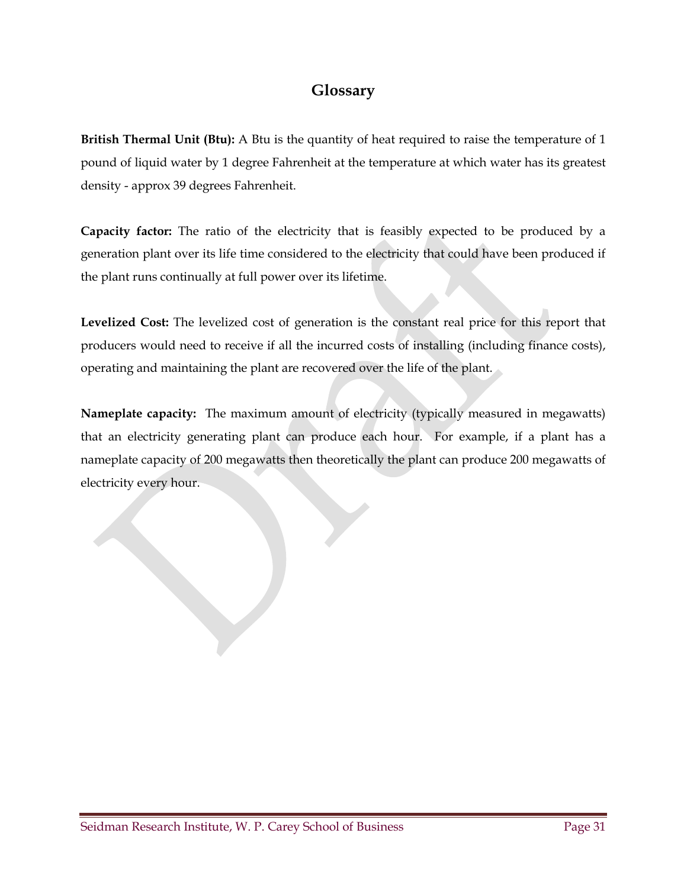## Glossary

**British Thermal Unit (Btu):** A Btu is the quantity of heat required to raise the temperature of 1 pound of liquid water by 1 degree Fahrenheit at the temperature at which water has its greatest density - approx 39 degrees Fahrenheit.

**Capacity factor:** The ratio of the electricity that is feasibly expected to be produced by a generation plant over its life time considered to the electricity that could have been produced if the plant runs continually at full power over its lifetime.

**Levelized Cost:** The levelized cost of generation is the constant real price for this report that producers would need to receive if all the incurred costs of installing (including finance costs), operating and maintaining the plant are recovered over the life of the plant.

**Nameplate capacity:** The maximum amount of electricity (typically measured in megawatts) that an electricity generating plant can produce each hour. For example, if a plant has a nameplate capacity of 200 megawatts then theoretically the plant can produce 200 megawatts of electricity every hour.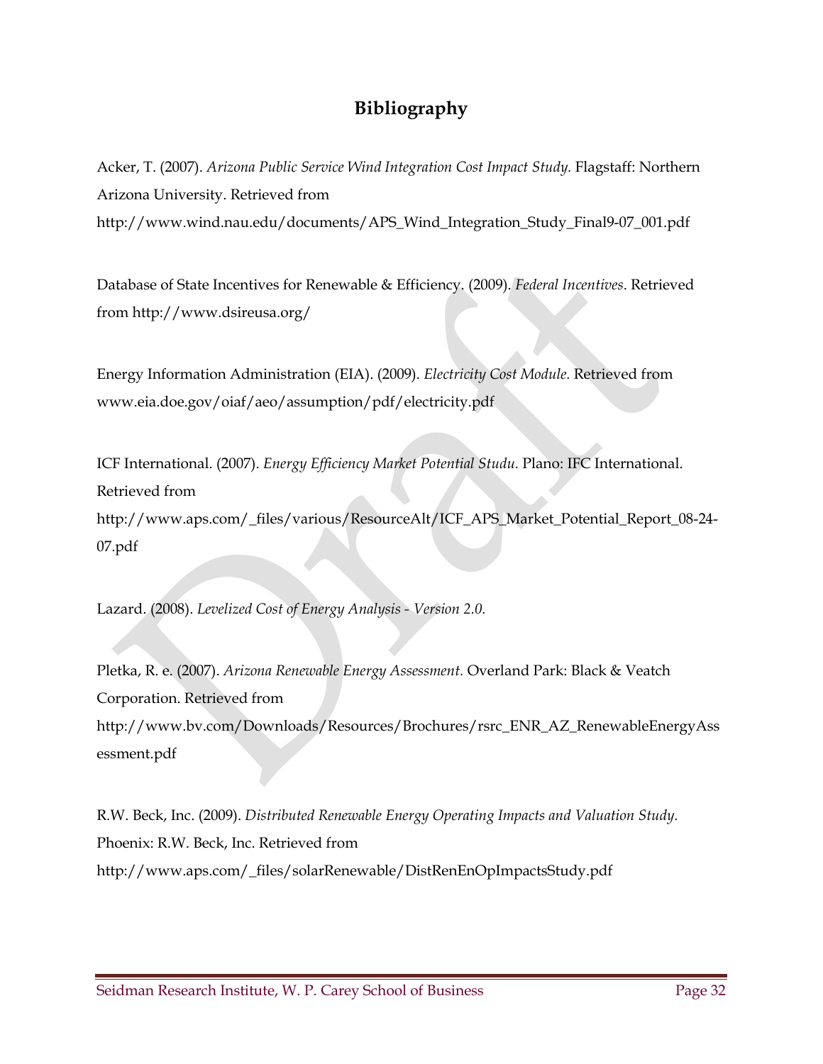# Bibliography

Acker, T. (2007). *Arizona Public Service Wind Integration Cost Impact Study.* Flagstaff: Northern Arizona University. Retrieved from http://www.wind.nau.edu/documents/APS_Wind_Integration_Study_Final9-07_001.pdf

Database of State Incentives for Renewable & Efficiency. (2009). *Federal Incentives*. Retrieved from http://www.dsireusa.org/

Energy Information Administration (EIA). (2009). *Electricity Cost Module.* Retrieved from www.eia.doe.gov/oiaf/aeo/assumption/pdf/electricity.pdf

ICF International. (2007). *Energy Efficiency Market Potential Studu.* Plano: IFC International. Retrieved from http://www.aps.com/_files/various/ResourceAlt/ICF_APS_Market_Potential_Report_08-24-07.pdf

Lazard. (2008). *Levelized Cost of Energy Analysis - Version 2.0.*

Pletka, R. e. (2007). *Arizona Renewable Energy Assessment.* Overland Park: Black & Veatch Corporation. Retrieved from http://www.bv.com/Downloads/Resources/Brochures/rsrc_ENR_AZ_RenewableEnergyAssessment.pdf

R.W. Beck, Inc. (2009). *Distributed Renewable Energy Operating Impacts and Valuation Study.* Phoenix: R.W. Beck, Inc. Retrieved from http://www.aps.com/_files/solarRenewable/DistRenEnOpImpactsStudy.pdf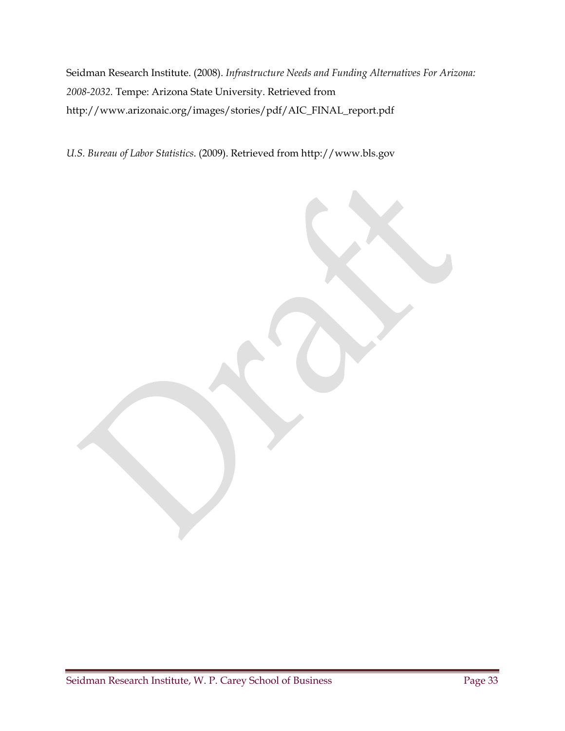Seidman Research Institute. (2008). *Infrastructure Needs and Funding Alternatives For Arizona: 2008-2032.* Tempe: Arizona State University. Retrieved from http://www.arizonaic.org/images/stories/pdf/AIC_FINAL_report.pdf

*U.S. Bureau of Labor Statistics*. (2009). Retrieved from http://www.bls.gov